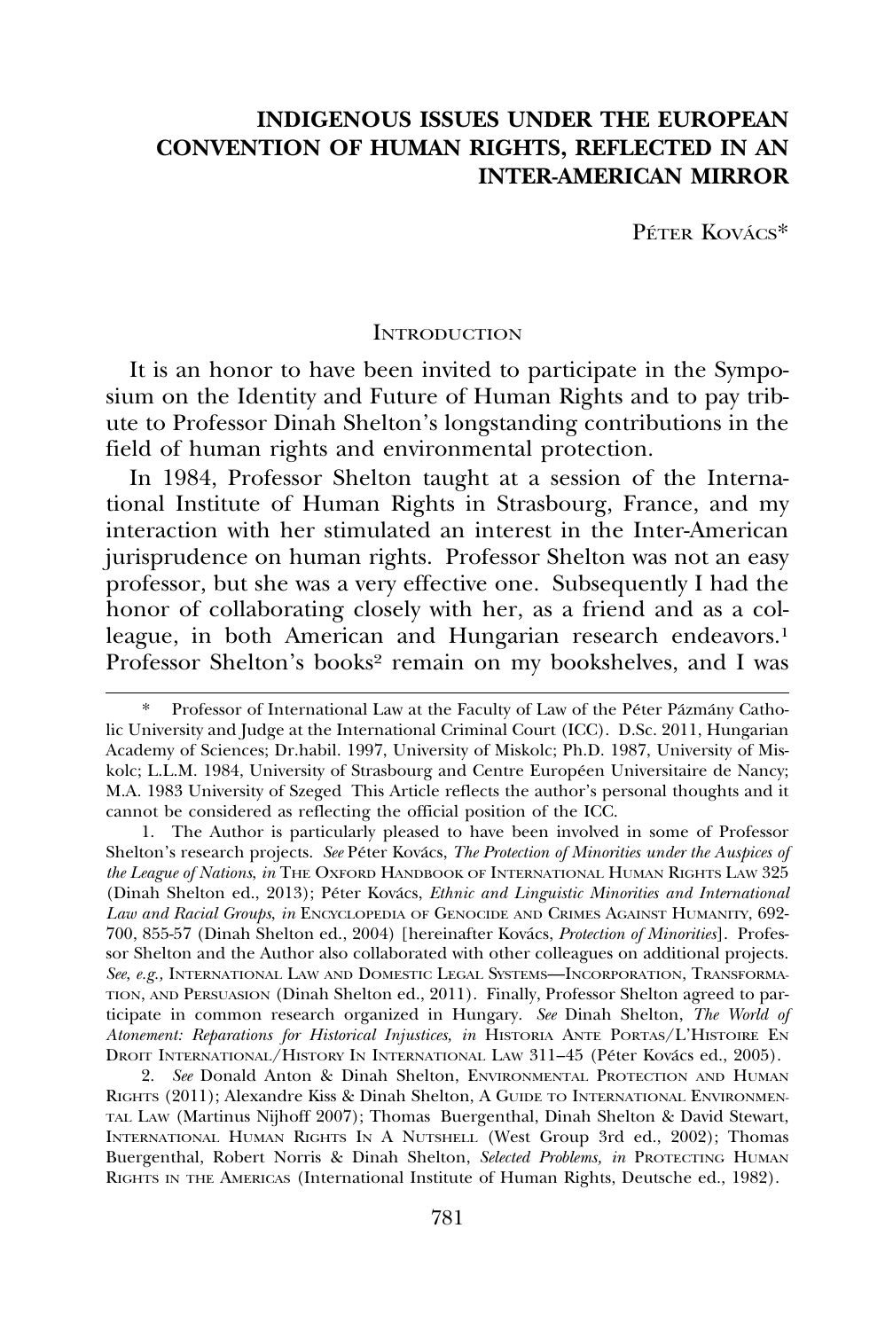# INDIGENOUS ISSUES UNDER THE EUROPEAN CONVENTION OF HUMAN RIGHTS, REFLECTED IN AN INTER-AMERICAN MIRROR

PÉTER KOVÁCS*

## INTRODUCTION

It is an honor to have been invited to participate in the Symposium on the Identity and Future of Human Rights and to pay tribute to Professor Dinah Shelton's longstanding contributions in the field of human rights and environmental protection.

In 1984, Professor Shelton taught at a session of the International Institute of Human Rights in Strasbourg, France, and my interaction with her stimulated an interest in the Inter-American jurisprudence on human rights. Professor Shelton was not an easy professor, but she was a very effective one. Subsequently I had the honor of collaborating closely with her, as a friend and as a colleague, in both American and Hungarian research endeavors.[1] Professor Shelton's books[2] remain on my bookshelves, and I was

---

\* Professor of International Law at the Faculty of Law of the Péter Pázmány Catholic University and Judge at the International Criminal Court (ICC). D.Sc. 2011, Hungarian Academy of Sciences; Dr.habil. 1997, University of Miskolc; Ph.D. 1987, University of Miskolc; L.L.M. 1984, University of Strasbourg and Centre Européen Universitaire de Nancy; M.A. 1983 University of Szeged This Article reflects the author's personal thoughts and it cannot be considered as reflecting the official position of the ICC.

1. The Author is particularly pleased to have been involved in some of Professor Shelton's research projects. *See* Péter Kovács, *The Protection of Minorities under the Auspices of the League of Nations*, *in* THE OXFORD HANDBOOK OF INTERNATIONAL HUMAN RIGHTS LAW 325 (Dinah Shelton ed., 2013); Péter Kovács, *Ethnic and Linguistic Minorities and International Law and Racial Groups*, *in* ENCYCLOPEDIA OF GENOCIDE AND CRIMES AGAINST HUMANITY, 692-700, 855-57 (Dinah Shelton ed., 2004) [hereinafter Kovács, *Protection of Minorities*]. Professor Shelton and the Author also collaborated with other colleagues on additional projects. *See, e.g.,* INTERNATIONAL LAW AND DOMESTIC LEGAL SYSTEMS—INCORPORATION, TRANSFORMATION, AND PERSUASION (Dinah Shelton ed., 2011). Finally, Professor Shelton agreed to participate in common research organized in Hungary. *See* Dinah Shelton, *The World of Atonement: Reparations for Historical Injustices, in* HISTORIA ANTE PORTAS/L'HISTOIRE EN DROIT INTERNATIONAL/HISTORY IN INTERNATIONAL LAW 311–45 (Péter Kovács ed., 2005).

2. *See* Donald Anton & Dinah Shelton, ENVIRONMENTAL PROTECTION AND HUMAN RIGHTS (2011); Alexandre Kiss & Dinah Shelton, A GUIDE TO INTERNATIONAL ENVIRONMENTAL LAW (Martinus Nijhoff 2007); Thomas Buergenthal, Dinah Shelton & David Stewart, INTERNATIONAL HUMAN RIGHTS IN A NUTSHELL (West Group 3rd ed., 2002); Thomas Buergenthal, Robert Norris & Dinah Shelton, *Selected Problems, in* PROTECTING HUMAN RIGHTS IN THE AMERICAS (International Institute of Human Rights, Deutsche ed., 1982).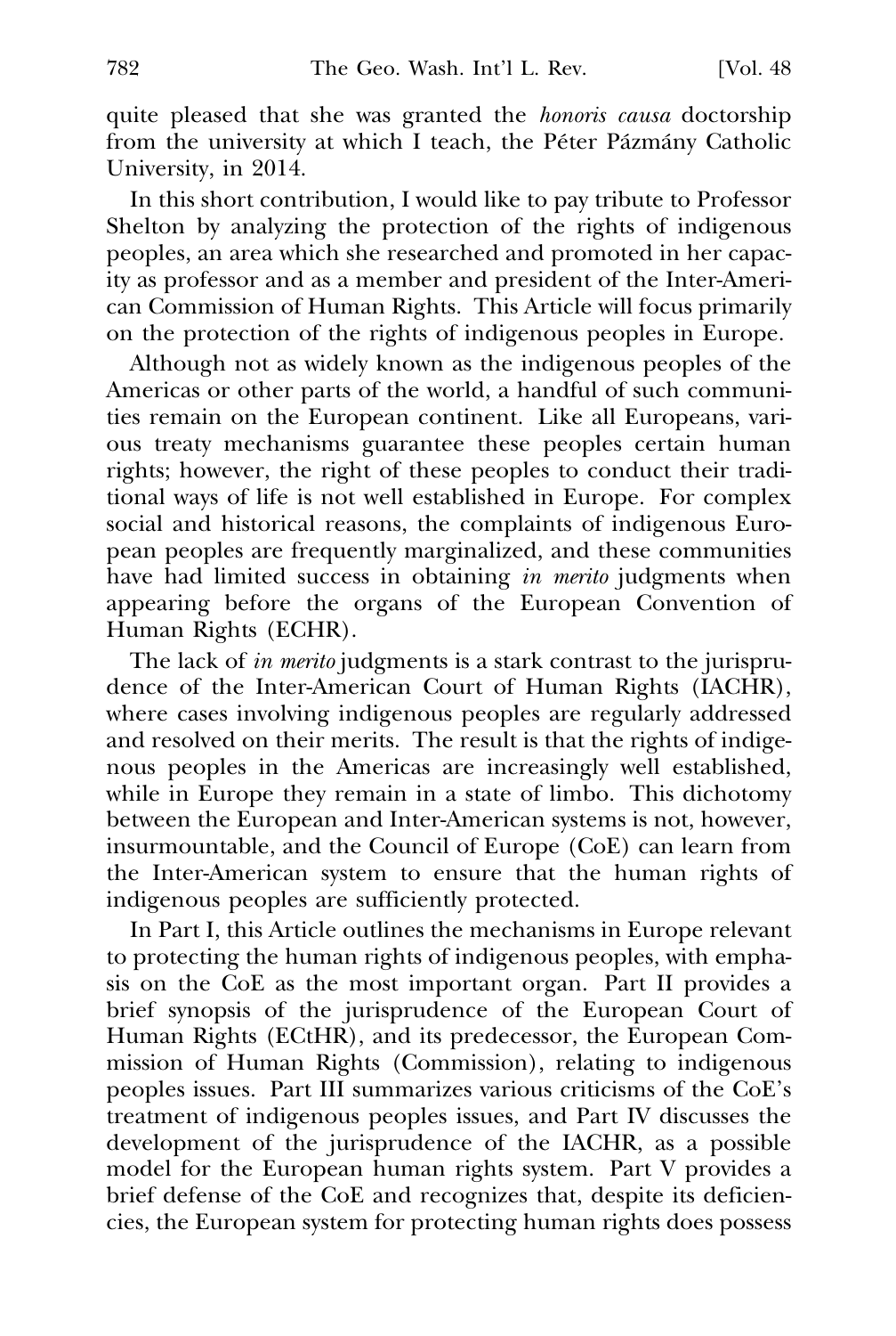quite pleased that she was granted the *honoris causa* doctorship from the university at which I teach, the Péter Pázmány Catholic University, in 2014.

In this short contribution, I would like to pay tribute to Professor Shelton by analyzing the protection of the rights of indigenous peoples, an area which she researched and promoted in her capacity as professor and as a member and president of the Inter-American Commission of Human Rights. This Article will focus primarily on the protection of the rights of indigenous peoples in Europe.

Although not as widely known as the indigenous peoples of the Americas or other parts of the world, a handful of such communities remain on the European continent. Like all Europeans, various treaty mechanisms guarantee these peoples certain human rights; however, the right of these peoples to conduct their traditional ways of life is not well established in Europe. For complex social and historical reasons, the complaints of indigenous European peoples are frequently marginalized, and these communities have had limited success in obtaining *in merito* judgments when appearing before the organs of the European Convention of Human Rights (ECHR).

The lack of *in merito* judgments is a stark contrast to the jurisprudence of the Inter-American Court of Human Rights (IACHR), where cases involving indigenous peoples are regularly addressed and resolved on their merits. The result is that the rights of indigenous peoples in the Americas are increasingly well established, while in Europe they remain in a state of limbo. This dichotomy between the European and Inter-American systems is not, however, insurmountable, and the Council of Europe (CoE) can learn from the Inter-American system to ensure that the human rights of indigenous peoples are sufficiently protected.

In Part I, this Article outlines the mechanisms in Europe relevant to protecting the human rights of indigenous peoples, with emphasis on the CoE as the most important organ. Part II provides a brief synopsis of the jurisprudence of the European Court of Human Rights (ECtHR), and its predecessor, the European Commission of Human Rights (Commission), relating to indigenous peoples issues. Part III summarizes various criticisms of the CoE's treatment of indigenous peoples issues, and Part IV discusses the development of the jurisprudence of the IACHR, as a possible model for the European human rights system. Part V provides a brief defense of the CoE and recognizes that, despite its deficiencies, the European system for protecting human rights does possess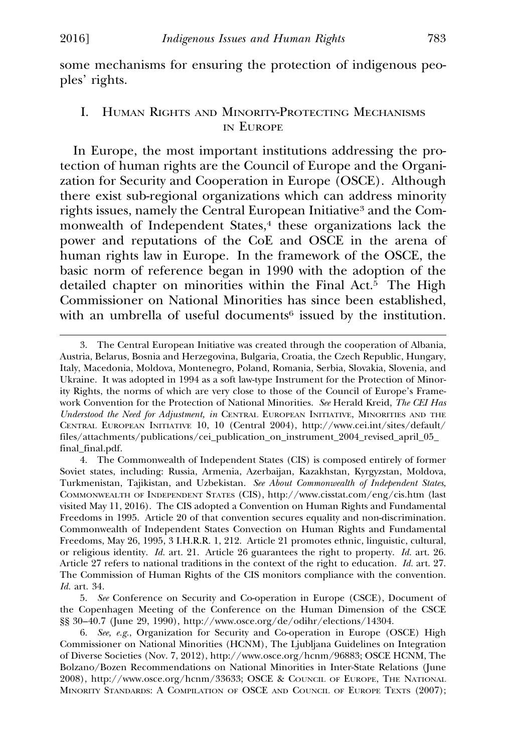some mechanisms for ensuring the protection of indigenous peoples' rights.

## I. Human Rights and Minority-Protecting Mechanisms in Europe

In Europe, the most important institutions addressing the protection of human rights are the Council of Europe and the Organization for Security and Cooperation in Europe (OSCE). Although there exist sub-regional organizations which can address minority rights issues, namely the Central European Initiative[3] and the Commonwealth of Independent States,[4] these organizations lack the power and reputations of the CoE and OSCE in the arena of human rights law in Europe. In the framework of the OSCE, the basic norm of reference began in 1990 with the adoption of the detailed chapter on minorities within the Final Act.[5] The High Commissioner on National Minorities has since been established, with an umbrella of useful documents[6] issued by the institution.

---

3. The Central European Initiative was created through the cooperation of Albania, Austria, Belarus, Bosnia and Herzegovina, Bulgaria, Croatia, the Czech Republic, Hungary, Italy, Macedonia, Moldova, Montenegro, Poland, Romania, Serbia, Slovakia, Slovenia, and Ukraine. It was adopted in 1994 as a soft law-type Instrument for the Protection of Minority Rights, the norms of which are very close to those of the Council of Europe's Framework Convention for the Protection of National Minorities. *See* Herald Kreid, *The CEI Has Understood the Need for Adjustment, in* Central European Initiative, Minorities and the Central European Initiative 10, 10 (Central 2004), http://www.cei.int/sites/default/files/attachments/publications/cei_publication_on_instrument_2004_revised_april_05_final_final.pdf.

4. The Commonwealth of Independent States (CIS) is composed entirely of former Soviet states, including: Russia, Armenia, Azerbaijan, Kazakhstan, Kyrgyzstan, Moldova, Turkmenistan, Tajikistan, and Uzbekistan. *See About Commonwealth of Independent States*, Commonwealth of Independent States (CIS), http://www.cisstat.com/eng/cis.htm (last visited May 11, 2016). The CIS adopted a Convention on Human Rights and Fundamental Freedoms in 1995. Article 20 of that convention secures equality and non-discrimination. Commonwealth of Independent States Convection on Human Rights and Fundamental Freedoms, May 26, 1995, 3 I.H.R.R. 1, 212. Article 21 promotes ethnic, linguistic, cultural, or religious identity. *Id.* art. 21. Article 26 guarantees the right to property. *Id.* art. 26. Article 27 refers to national traditions in the context of the right to education. *Id.* art. 27. The Commission of Human Rights of the CIS monitors compliance with the convention. *Id.* art. 34.

5. *See* Conference on Security and Co-operation in Europe (CSCE), Document of the Copenhagen Meeting of the Conference on the Human Dimension of the CSCE §§ 30–40.7 (June 29, 1990), http://www.osce.org/de/odihr/elections/14304.

6. *See, e.g.*, Organization for Security and Co-operation in Europe (OSCE) High Commissioner on National Minorities (HCNM), The Ljubljana Guidelines on Integration of Diverse Societies (Nov. 7, 2012), http://www.osce.org/hcnm/96883; OSCE HCNM, The Bolzano/Bozen Recommendations on National Minorities in Inter-State Relations (June 2008), http://www.osce.org/hcnm/33633; OSCE & Council of Europe, The National Minority Standards: A Compilation of OSCE and Council of Europe Texts (2007);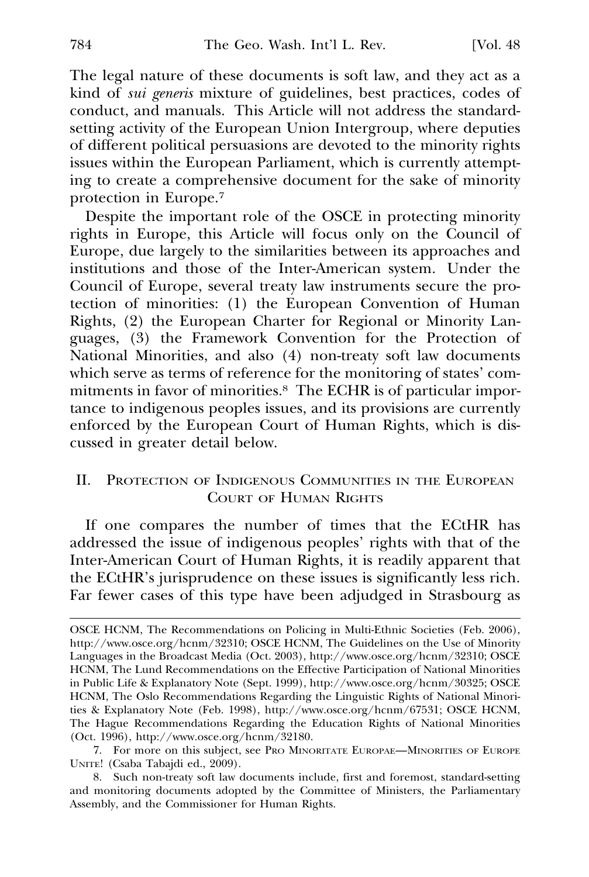The legal nature of these documents is soft law, and they act as a kind of *sui generis* mixture of guidelines, best practices, codes of conduct, and manuals. This Article will not address the standard-setting activity of the European Union Intergroup, where deputies of different political persuasions are devoted to the minority rights issues within the European Parliament, which is currently attempting to create a comprehensive document for the sake of minority protection in Europe.[7]

Despite the important role of the OSCE in protecting minority rights in Europe, this Article will focus only on the Council of Europe, due largely to the similarities between its approaches and institutions and those of the Inter-American system. Under the Council of Europe, several treaty law instruments secure the protection of minorities: (1) the European Convention of Human Rights, (2) the European Charter for Regional or Minority Languages, (3) the Framework Convention for the Protection of National Minorities, and also (4) non-treaty soft law documents which serve as terms of reference for the monitoring of states' commitments in favor of minorities.[8] The ECHR is of particular importance to indigenous peoples issues, and its provisions are currently enforced by the European Court of Human Rights, which is discussed in greater detail below.

## II. Protection of Indigenous Communities in the European Court of Human Rights

If one compares the number of times that the ECtHR has addressed the issue of indigenous peoples' rights with that of the Inter-American Court of Human Rights, it is readily apparent that the ECtHR's jurisprudence on these issues is significantly less rich. Far fewer cases of this type have been adjudged in Strasbourg as

---

OSCE HCNM, The Recommendations on Policing in Multi-Ethnic Societies (Feb. 2006), http://www.osce.org/hcnm/32310; OSCE HCNM, The Guidelines on the Use of Minority Languages in the Broadcast Media (Oct. 2003), http://www.osce.org/hcnm/32310; OSCE HCNM, The Lund Recommendations on the Effective Participation of National Minorities in Public Life & Explanatory Note (Sept. 1999), http://www.osce.org/hcnm/30325; OSCE HCNM, The Oslo Recommendations Regarding the Linguistic Rights of National Minorities & Explanatory Note (Feb. 1998), http://www.osce.org/hcnm/67531; OSCE HCNM, The Hague Recommendations Regarding the Education Rights of National Minorities (Oct. 1996), http://www.osce.org/hcnm/32180.

7. For more on this subject, see Pro Minoritate Europae—Minorities of Europe Unite! (Csaba Tabajdi ed., 2009).

8. Such non-treaty soft law documents include, first and foremost, standard-setting and monitoring documents adopted by the Committee of Ministers, the Parliamentary Assembly, and the Commissioner for Human Rights.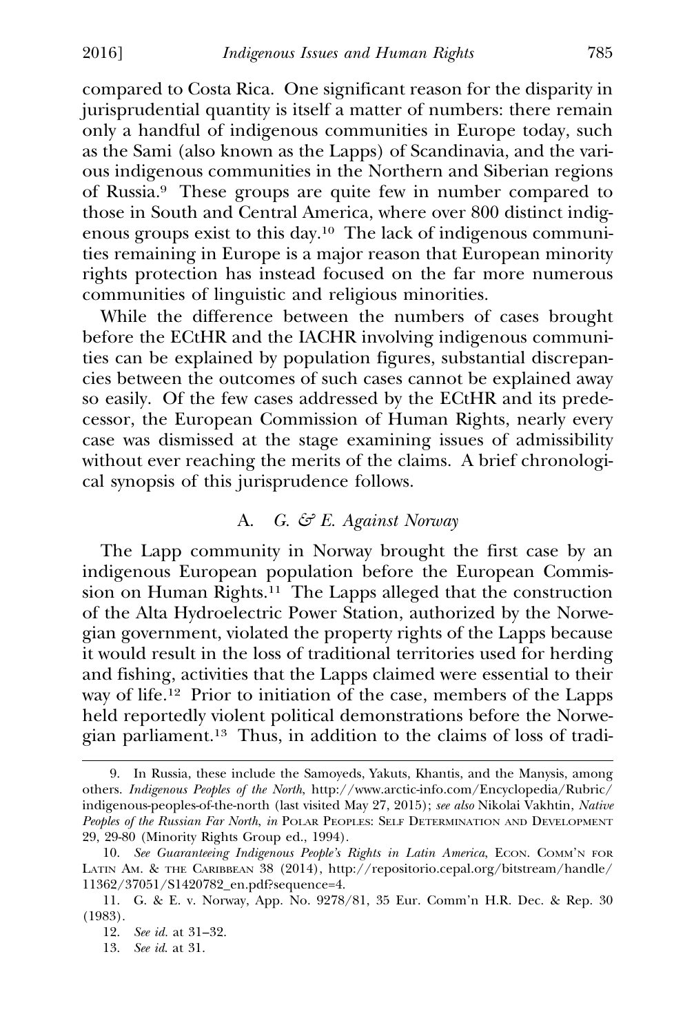compared to Costa Rica. One significant reason for the disparity in jurisprudential quantity is itself a matter of numbers: there remain only a handful of indigenous communities in Europe today, such as the Sami (also known as the Lapps) of Scandinavia, and the various indigenous communities in the Northern and Siberian regions of Russia.[9] These groups are quite few in number compared to those in South and Central America, where over 800 distinct indigenous groups exist to this day.[10] The lack of indigenous communities remaining in Europe is a major reason that European minority rights protection has instead focused on the far more numerous communities of linguistic and religious minorities.

While the difference between the numbers of cases brought before the ECtHR and the IACHR involving indigenous communities can be explained by population figures, substantial discrepancies between the outcomes of such cases cannot be explained away so easily. Of the few cases addressed by the ECtHR and its predecessor, the European Commission of Human Rights, nearly every case was dismissed at the stage examining issues of admissibility without ever reaching the merits of the claims. A brief chronological synopsis of this jurisprudence follows.

### A. *G. & E. Against Norway*

The Lapp community in Norway brought the first case by an indigenous European population before the European Commission on Human Rights.[11] The Lapps alleged that the construction of the Alta Hydroelectric Power Station, authorized by the Norwegian government, violated the property rights of the Lapps because it would result in the loss of traditional territories used for herding and fishing, activities that the Lapps claimed were essential to their way of life.[12] Prior to initiation of the case, members of the Lapps held reportedly violent political demonstrations before the Norwegian parliament.[13] Thus, in addition to the claims of loss of tradi-

---

9. In Russia, these include the Samoyeds, Yakuts, Khantis, and the Manysis, among others. *Indigenous Peoples of the North*, http://www.arctic-info.com/Encyclopedia/Rubric/indigenous-peoples-of-the-north (last visited May 27, 2015); *see also* Nikolai Vakhtin, *Native Peoples of the Russian Far North*, *in* POLAR PEOPLES: SELF DETERMINATION AND DEVELOPMENT 29, 29-80 (Minority Rights Group ed., 1994).

10. *See Guaranteeing Indigenous People's Rights in Latin America*, ECON. COMM'N FOR LATIN AM. & THE CARIBBEAN 38 (2014), http://repositorio.cepal.org/bitstream/handle/11362/37051/S1420782_en.pdf?sequence=4.

11. G. & E. v. Norway, App. No. 9278/81, 35 Eur. Comm'n H.R. Dec. & Rep. 30 (1983).

12. *See id.* at 31–32.

13. *See id.* at 31.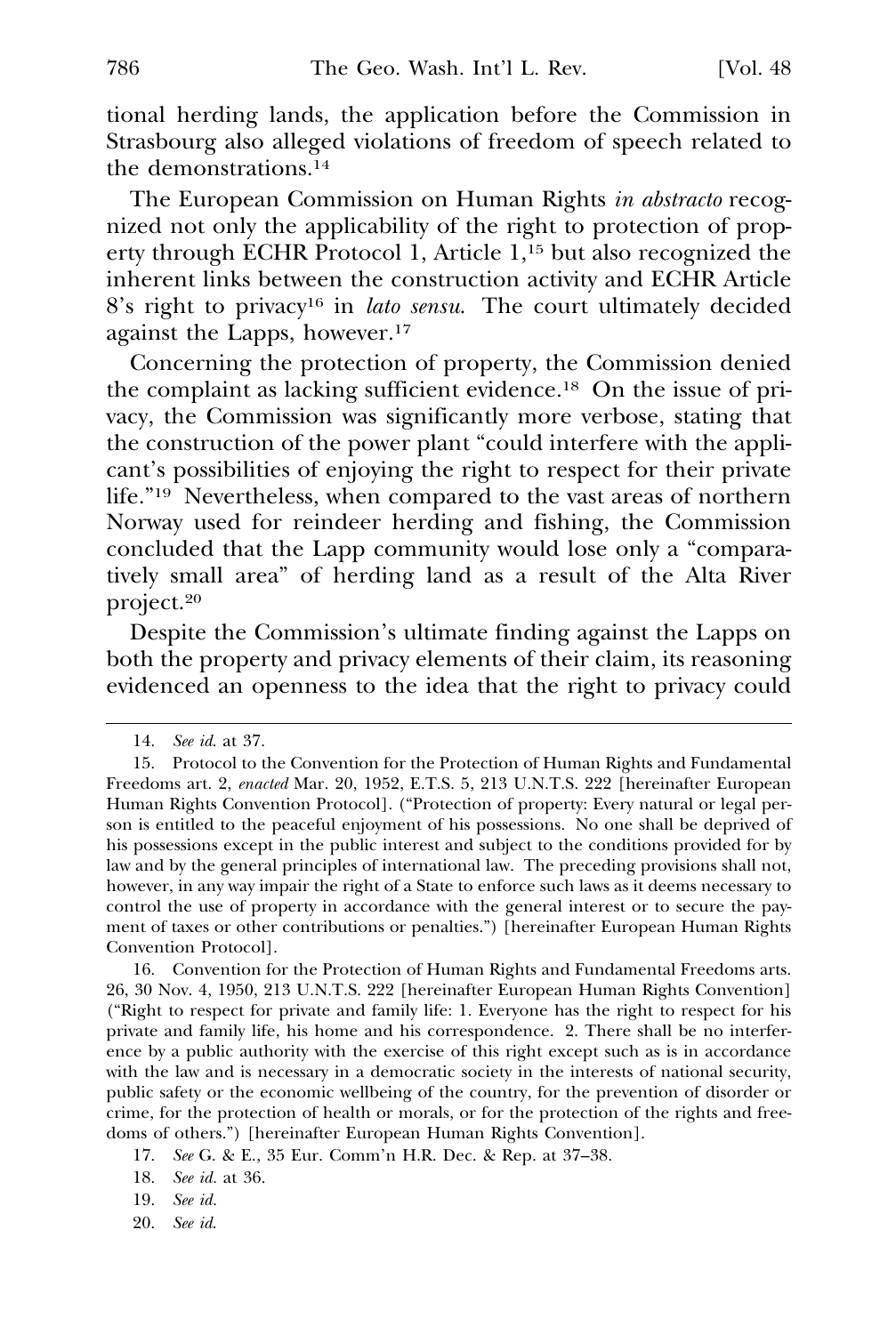tional herding lands, the application before the Commission in Strasbourg also alleged violations of freedom of speech related to the demonstrations.[14]

The European Commission on Human Rights *in abstracto* recognized not only the applicability of the right to protection of property through ECHR Protocol 1, Article 1,[15] but also recognized the inherent links between the construction activity and ECHR Article 8's right to privacy[16] in *lato sensu*. The court ultimately decided against the Lapps, however.[17]

Concerning the protection of property, the Commission denied the complaint as lacking sufficient evidence.[18] On the issue of privacy, the Commission was significantly more verbose, stating that the construction of the power plant "could interfere with the applicant's possibilities of enjoying the right to respect for their private life."[19] Nevertheless, when compared to the vast areas of northern Norway used for reindeer herding and fishing, the Commission concluded that the Lapp community would lose only a "comparatively small area" of herding land as a result of the Alta River project.[20]

Despite the Commission's ultimate finding against the Lapps on both the property and privacy elements of their claim, its reasoning evidenced an openness to the idea that the right to privacy could

---

14. *See id.* at 37.

15. Protocol to the Convention for the Protection of Human Rights and Fundamental Freedoms art. 2, *enacted* Mar. 20, 1952, E.T.S. 5, 213 U.N.T.S. 222 [hereinafter European Human Rights Convention Protocol]. ("Protection of property: Every natural or legal person is entitled to the peaceful enjoyment of his possessions. No one shall be deprived of his possessions except in the public interest and subject to the conditions provided for by law and by the general principles of international law. The preceding provisions shall not, however, in any way impair the right of a State to enforce such laws as it deems necessary to control the use of property in accordance with the general interest or to secure the payment of taxes or other contributions or penalties.") [hereinafter European Human Rights Convention Protocol].

16. Convention for the Protection of Human Rights and Fundamental Freedoms arts. 26, 30 Nov. 4, 1950, 213 U.N.T.S. 222 [hereinafter European Human Rights Convention] ("Right to respect for private and family life: 1. Everyone has the right to respect for his private and family life, his home and his correspondence. 2. There shall be no interference by a public authority with the exercise of this right except such as is in accordance with the law and is necessary in a democratic society in the interests of national security, public safety or the economic wellbeing of the country, for the prevention of disorder or crime, for the protection of health or morals, or for the protection of the rights and freedoms of others.") [hereinafter European Human Rights Convention].

17. *See* G. & E., 35 Eur. Comm'n H.R. Dec. & Rep. at 37–38.

18. *See id.* at 36.

19. *See id.*

20. *See id.*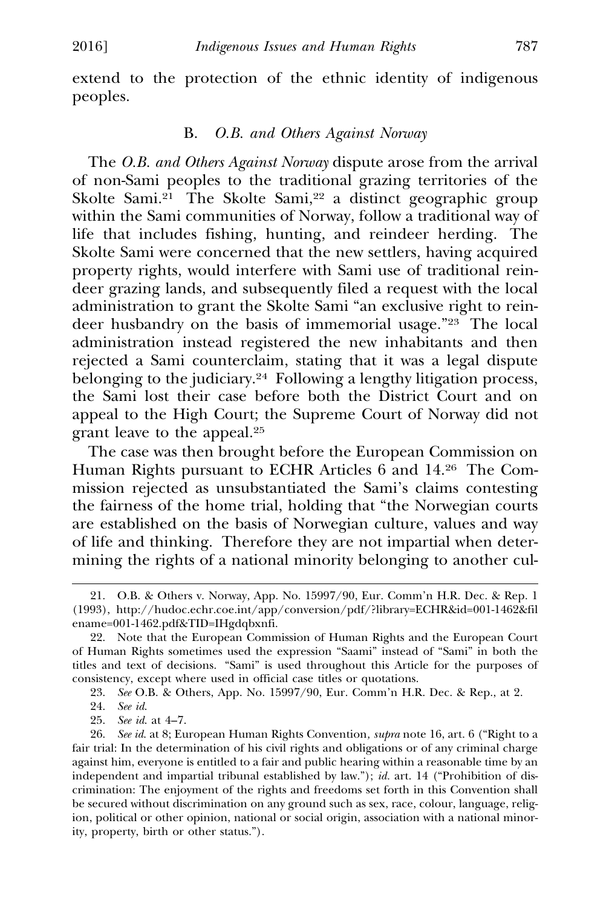extend to the protection of the ethnic identity of indigenous peoples.

### B. *O.B. and Others Against Norway*

The *O.B. and Others Against Norway* dispute arose from the arrival of non-Sami peoples to the traditional grazing territories of the Skolte Sami.[21] The Skolte Sami,[22] a distinct geographic group within the Sami communities of Norway, follow a traditional way of life that includes fishing, hunting, and reindeer herding. The Skolte Sami were concerned that the new settlers, having acquired property rights, would interfere with Sami use of traditional reindeer grazing lands, and subsequently filed a request with the local administration to grant the Skolte Sami "an exclusive right to reindeer husbandry on the basis of immemorial usage."[23] The local administration instead registered the new inhabitants and then rejected a Sami counterclaim, stating that it was a legal dispute belonging to the judiciary.[24] Following a lengthy litigation process, the Sami lost their case before both the District Court and on appeal to the High Court; the Supreme Court of Norway did not grant leave to the appeal.[25]

The case was then brought before the European Commission on Human Rights pursuant to ECHR Articles 6 and 14.[26] The Commission rejected as unsubstantiated the Sami's claims contesting the fairness of the home trial, holding that "the Norwegian courts are established on the basis of Norwegian culture, values and way of life and thinking. Therefore they are not impartial when determining the rights of a national minority belonging to another cul-

---

21. O.B. & Others v. Norway, App. No. 15997/90, Eur. Comm'n H.R. Dec. & Rep. 1 (1993), http://hudoc.echr.coe.int/app/conversion/pdf/?library=ECHR&id=001-1462&filename=001-1462.pdf&TID=IHgdqbxnfi.

22. Note that the European Commission of Human Rights and the European Court of Human Rights sometimes used the expression "Saami" instead of "Sami" in both the titles and text of decisions. "Sami" is used throughout this Article for the purposes of consistency, except where used in official case titles or quotations.

23. *See* O.B. & Others, App. No. 15997/90, Eur. Comm'n H.R. Dec. & Rep., at 2.

24. *See id.*

25. *See id.* at 4–7.

26. *See id.* at 8; European Human Rights Convention, *supra* note 16, art. 6 ("Right to a fair trial: In the determination of his civil rights and obligations or of any criminal charge against him, everyone is entitled to a fair and public hearing within a reasonable time by an independent and impartial tribunal established by law."); *id.* art. 14 ("Prohibition of discrimination: The enjoyment of the rights and freedoms set forth in this Convention shall be secured without discrimination on any ground such as sex, race, colour, language, religion, political or other opinion, national or social origin, association with a national minority, property, birth or other status.").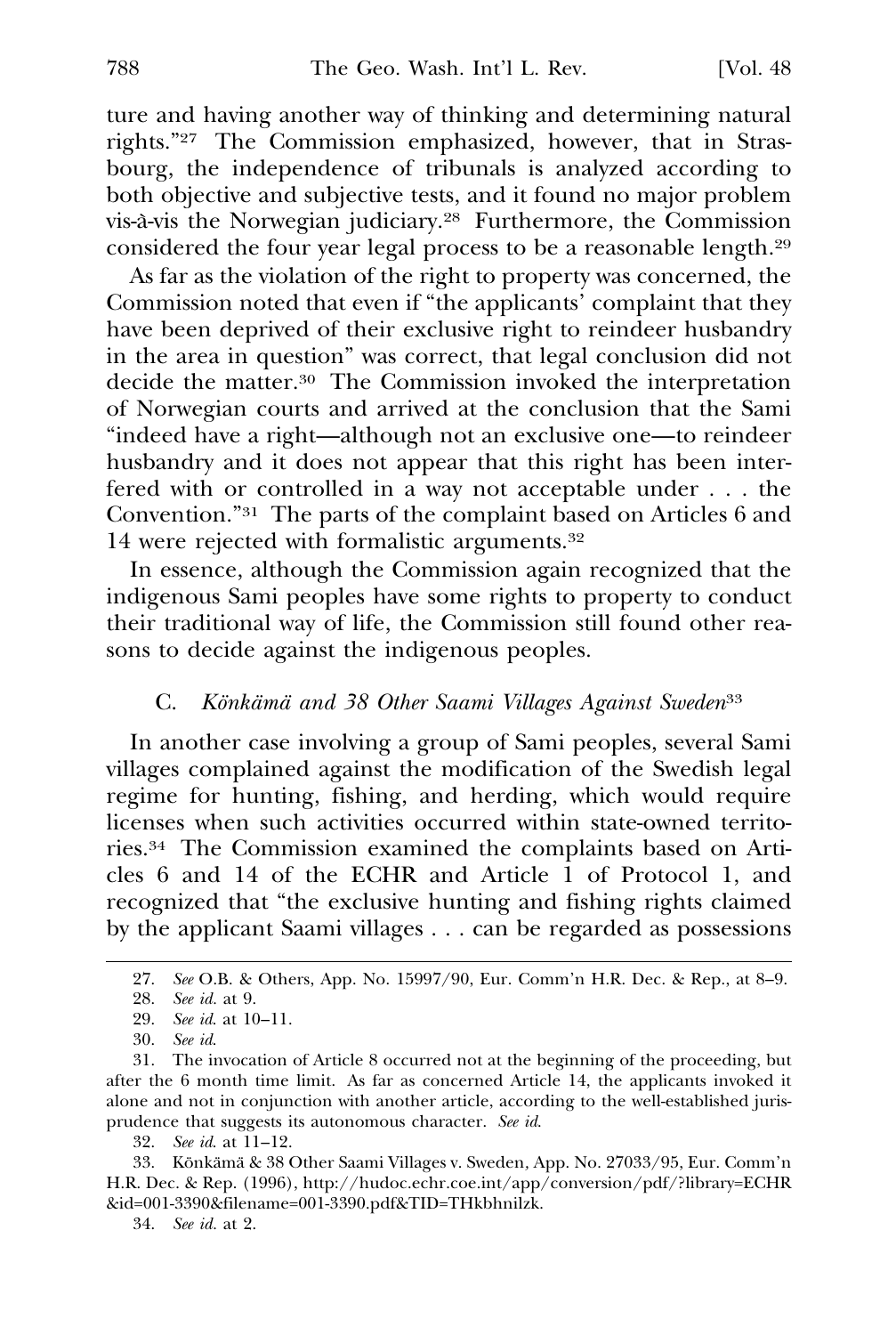ture and having another way of thinking and determining natural rights."[27] The Commission emphasized, however, that in Strasbourg, the independence of tribunals is analyzed according to both objective and subjective tests, and it found no major problem vis-à-vis the Norwegian judiciary.[28] Furthermore, the Commission considered the four year legal process to be a reasonable length.[29]

As far as the violation of the right to property was concerned, the Commission noted that even if "the applicants' complaint that they have been deprived of their exclusive right to reindeer husbandry in the area in question" was correct, that legal conclusion did not decide the matter.[30] The Commission invoked the interpretation of Norwegian courts and arrived at the conclusion that the Sami "indeed have a right—although not an exclusive one—to reindeer husbandry and it does not appear that this right has been interfered with or controlled in a way not acceptable under . . . the Convention."[31] The parts of the complaint based on Articles 6 and 14 were rejected with formalistic arguments.[32]

In essence, although the Commission again recognized that the indigenous Sami peoples have some rights to property to conduct their traditional way of life, the Commission still found other reasons to decide against the indigenous peoples.

### C. *Könkämä and 38 Other Saami Villages Against Sweden*[33]

In another case involving a group of Sami peoples, several Sami villages complained against the modification of the Swedish legal regime for hunting, fishing, and herding, which would require licenses when such activities occurred within state-owned territories.[34] The Commission examined the complaints based on Articles 6 and 14 of the ECHR and Article 1 of Protocol 1, and recognized that "the exclusive hunting and fishing rights claimed by the applicant Saami villages . . . can be regarded as possessions

---

27. *See* O.B. & Others, App. No. 15997/90, Eur. Comm'n H.R. Dec. & Rep., at 8–9.

28. *See id.* at 9.

29. *See id.* at 10–11.

30. *See id.*

31. The invocation of Article 8 occurred not at the beginning of the proceeding, but after the 6 month time limit. As far as concerned Article 14, the applicants invoked it alone and not in conjunction with another article, according to the well-established jurisprudence that suggests its autonomous character. *See id.*

32. *See id.* at 11–12.

33. Könkämä & 38 Other Saami Villages v. Sweden, App. No. 27033/95, Eur. Comm'n H.R. Dec. & Rep. (1996), http://hudoc.echr.coe.int/app/conversion/pdf/?library=ECHR&id=001-3390&filename=001-3390.pdf&TID=THkbhnilzk.

34. *See id.* at 2.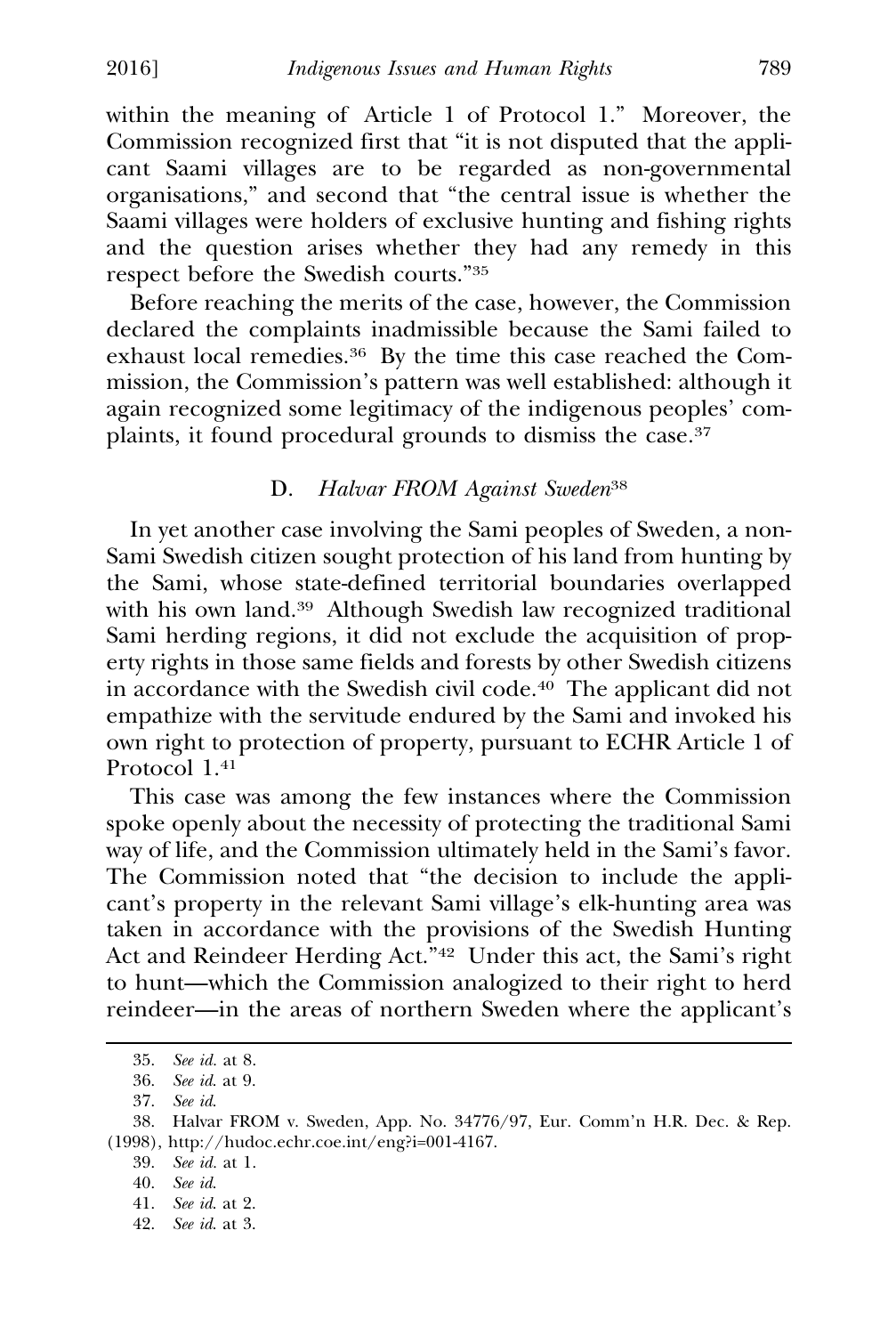within the meaning of Article 1 of Protocol 1." Moreover, the Commission recognized first that "it is not disputed that the applicant Saami villages are to be regarded as non-governmental organisations," and second that "the central issue is whether the Saami villages were holders of exclusive hunting and fishing rights and the question arises whether they had any remedy in this respect before the Swedish courts."[35]

Before reaching the merits of the case, however, the Commission declared the complaints inadmissible because the Sami failed to exhaust local remedies.[36] By the time this case reached the Commission, the Commission's pattern was well established: although it again recognized some legitimacy of the indigenous peoples' complaints, it found procedural grounds to dismiss the case.[37]

### D. *Halvar FROM Against Sweden*[38]

In yet another case involving the Sami peoples of Sweden, a non-Sami Swedish citizen sought protection of his land from hunting by the Sami, whose state-defined territorial boundaries overlapped with his own land.[39] Although Swedish law recognized traditional Sami herding regions, it did not exclude the acquisition of property rights in those same fields and forests by other Swedish citizens in accordance with the Swedish civil code.[40] The applicant did not empathize with the servitude endured by the Sami and invoked his own right to protection of property, pursuant to ECHR Article 1 of Protocol 1.[41]

This case was among the few instances where the Commission spoke openly about the necessity of protecting the traditional Sami way of life, and the Commission ultimately held in the Sami's favor. The Commission noted that "the decision to include the applicant's property in the relevant Sami village's elk-hunting area was taken in accordance with the provisions of the Swedish Hunting Act and Reindeer Herding Act."[42] Under this act, the Sami's right to hunt—which the Commission analogized to their right to herd reindeer—in the areas of northern Sweden where the applicant's

35. *See id.* at 8.

36. *See id.* at 9.

37. *See id.*

38. Halvar FROM v. Sweden, App. No. 34776/97, Eur. Comm'n H.R. Dec. & Rep. (1998), http://hudoc.echr.coe.int/eng?i=001-4167.

39. *See id.* at 1.

40. *See id.*

41. *See id.* at 2.

42. *See id.* at 3.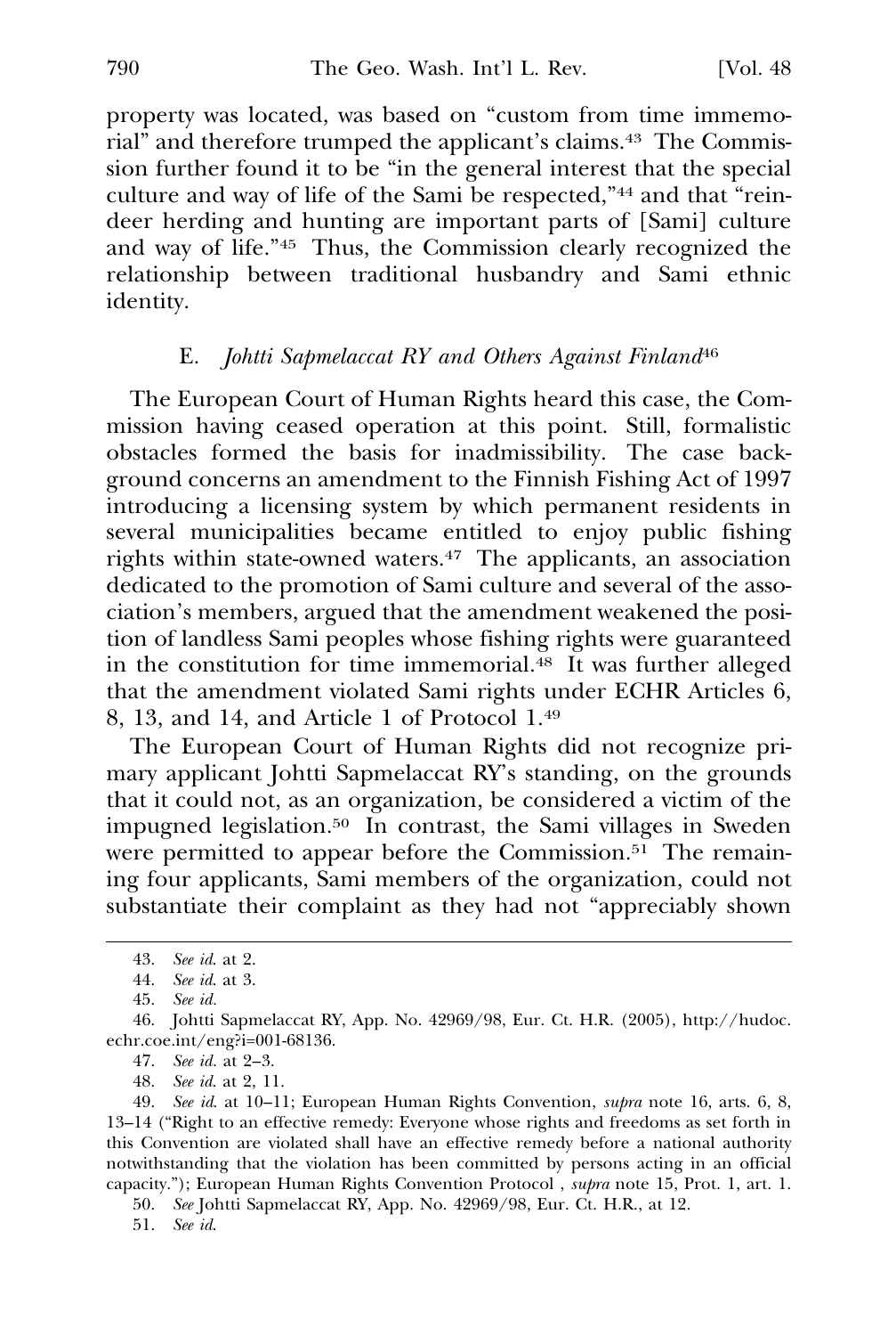property was located, was based on "custom from time immemorial" and therefore trumped the applicant's claims.[43] The Commission further found it to be "in the general interest that the special culture and way of life of the Sami be respected,"[44] and that "reindeer herding and hunting are important parts of [Sami] culture and way of life."[45] Thus, the Commission clearly recognized the relationship between traditional husbandry and Sami ethnic identity.

### E. *Johtti Sapmelaccat RY and Others Against Finland*[46]

The European Court of Human Rights heard this case, the Commission having ceased operation at this point. Still, formalistic obstacles formed the basis for inadmissibility. The case background concerns an amendment to the Finnish Fishing Act of 1997 introducing a licensing system by which permanent residents in several municipalities became entitled to enjoy public fishing rights within state-owned waters.[47] The applicants, an association dedicated to the promotion of Sami culture and several of the association's members, argued that the amendment weakened the position of landless Sami peoples whose fishing rights were guaranteed in the constitution for time immemorial.[48] It was further alleged that the amendment violated Sami rights under ECHR Articles 6, 8, 13, and 14, and Article 1 of Protocol 1.[49]

The European Court of Human Rights did not recognize primary applicant Johtti Sapmelaccat RY's standing, on the grounds that it could not, as an organization, be considered a victim of the impugned legislation.[50] In contrast, the Sami villages in Sweden were permitted to appear before the Commission.[51] The remaining four applicants, Sami members of the organization, could not substantiate their complaint as they had not "appreciably shown

---

43. *See id.* at 2.

44. *See id.* at 3.

45. *See id.*

46. Johtti Sapmelaccat RY, App. No. 42969/98, Eur. Ct. H.R. (2005), http://hudoc.echr.coe.int/eng?i=001-68136.

47. *See id.* at 2–3.

48. *See id.* at 2, 11.

49. *See id.* at 10–11; European Human Rights Convention, *supra* note 16, arts. 6, 8, 13–14 ("Right to an effective remedy: Everyone whose rights and freedoms as set forth in this Convention are violated shall have an effective remedy before a national authority notwithstanding that the violation has been committed by persons acting in an official capacity."); European Human Rights Convention Protocol , *supra* note 15, Prot. 1, art. 1.

50. *See* Johtti Sapmelaccat RY, App. No. 42969/98, Eur. Ct. H.R., at 12.

51. *See id.*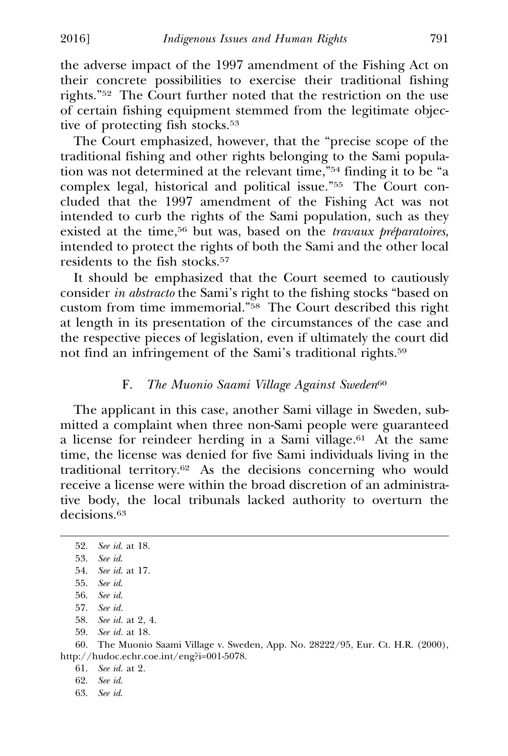the adverse impact of the 1997 amendment of the Fishing Act on their concrete possibilities to exercise their traditional fishing rights."[52] The Court further noted that the restriction on the use of certain fishing equipment stemmed from the legitimate objective of protecting fish stocks.[53]

The Court emphasized, however, that the "precise scope of the traditional fishing and other rights belonging to the Sami population was not determined at the relevant time,"[54] finding it to be "a complex legal, historical and political issue."[55] The Court concluded that the 1997 amendment of the Fishing Act was not intended to curb the rights of the Sami population, such as they existed at the time,[56] but was, based on the *travaux préparatoires*, intended to protect the rights of both the Sami and the other local residents to the fish stocks.[57]

It should be emphasized that the Court seemed to cautiously consider *in abstracto* the Sami's right to the fishing stocks "based on custom from time immemorial."[58] The Court described this right at length in its presentation of the circumstances of the case and the respective pieces of legislation, even if ultimately the court did not find an infringement of the Sami's traditional rights.[59]

### F. *The Muonio Saami Village Against Sweden*[60]

The applicant in this case, another Sami village in Sweden, submitted a complaint when three non-Sami people were guaranteed a license for reindeer herding in a Sami village.[61] At the same time, the license was denied for five Sami individuals living in the traditional territory.[62] As the decisions concerning who would receive a license were within the broad discretion of an administrative body, the local tribunals lacked authority to overturn the decisions.[63]

---

52. *See id.* at 18.
53. *See id.*
54. *See id.* at 17.
55. *See id.*
56. *See id.*
57. *See id.*
58. *See id.* at 2, 4.
59. *See id.* at 18.
60. The Muonio Saami Village v. Sweden, App. No. 28222/95, Eur. Ct. H.R. (2000), http://hudoc.echr.coe.int/eng?i=001-5078.
61. *See id.* at 2.
62. *See id.*
63. *See id.*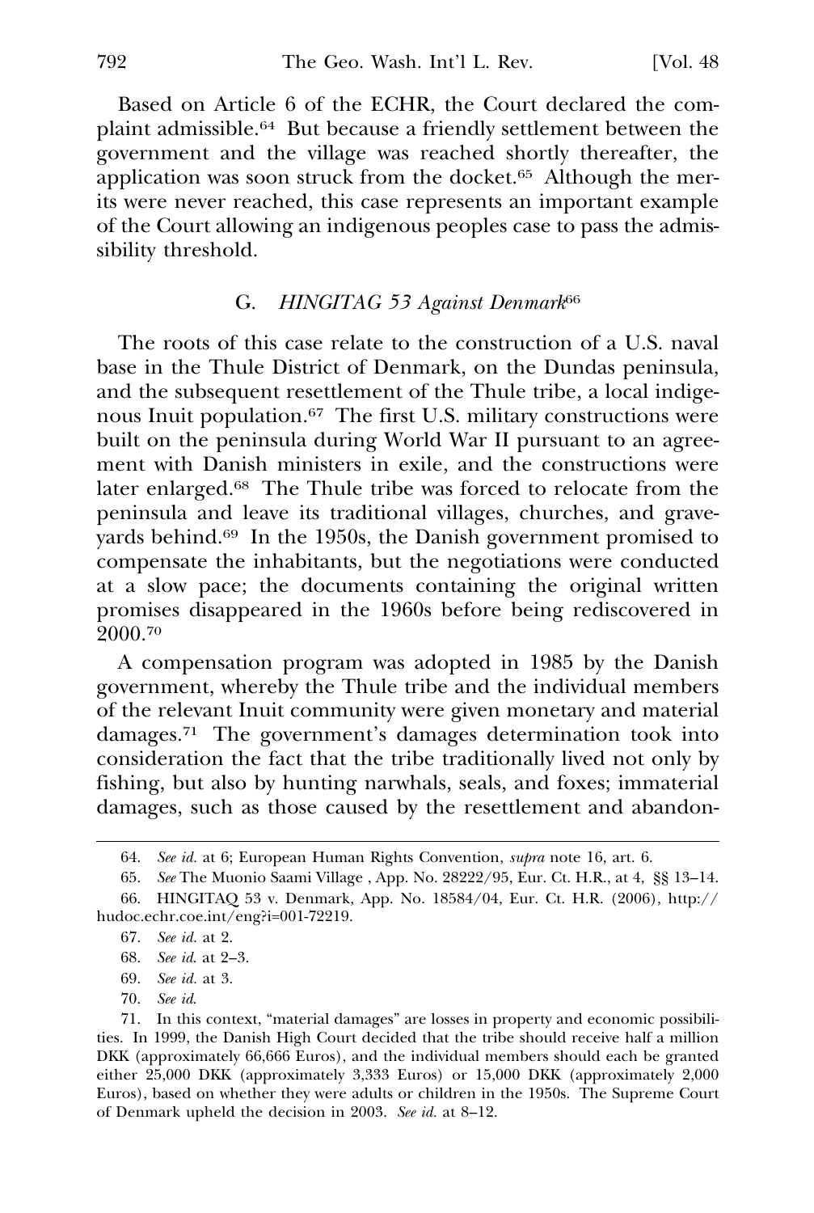Based on Article 6 of the ECHR, the Court declared the complaint admissible.[64] But because a friendly settlement between the government and the village was reached shortly thereafter, the application was soon struck from the docket.[65] Although the merits were never reached, this case represents an important example of the Court allowing an indigenous peoples case to pass the admissibility threshold.

### G. *HINGITAG 53 Against Denmark*[66]

The roots of this case relate to the construction of a U.S. naval base in the Thule District of Denmark, on the Dundas peninsula, and the subsequent resettlement of the Thule tribe, a local indigenous Inuit population.[67] The first U.S. military constructions were built on the peninsula during World War II pursuant to an agreement with Danish ministers in exile, and the constructions were later enlarged.[68] The Thule tribe was forced to relocate from the peninsula and leave its traditional villages, churches, and graveyards behind.[69] In the 1950s, the Danish government promised to compensate the inhabitants, but the negotiations were conducted at a slow pace; the documents containing the original written promises disappeared in the 1960s before being rediscovered in 2000.[70]

A compensation program was adopted in 1985 by the Danish government, whereby the Thule tribe and the individual members of the relevant Inuit community were given monetary and material damages.[71] The government's damages determination took into consideration the fact that the tribe traditionally lived not only by fishing, but also by hunting narwhals, seals, and foxes; immaterial damages, such as those caused by the resettlement and abandon-

---

64. *See id.* at 6; European Human Rights Convention, *supra* note 16, art. 6.

65. *See* The Muonio Saami Village , App. No. 28222/95, Eur. Ct. H.R., at 4, §§ 13–14.

66. HINGITAQ 53 v. Denmark, App. No. 18584/04, Eur. Ct. H.R. (2006), http://hudoc.echr.coe.int/eng?i=001-72219.

67. *See id.* at 2.

68. *See id.* at 2–3.

69. *See id.* at 3.

70. *See id.*

71. In this context, "material damages" are losses in property and economic possibilities. In 1999, the Danish High Court decided that the tribe should receive half a million DKK (approximately 66,666 Euros), and the individual members should each be granted either 25,000 DKK (approximately 3,333 Euros) or 15,000 DKK (approximately 2,000 Euros), based on whether they were adults or children in the 1950s. The Supreme Court of Denmark upheld the decision in 2003. *See id.* at 8–12.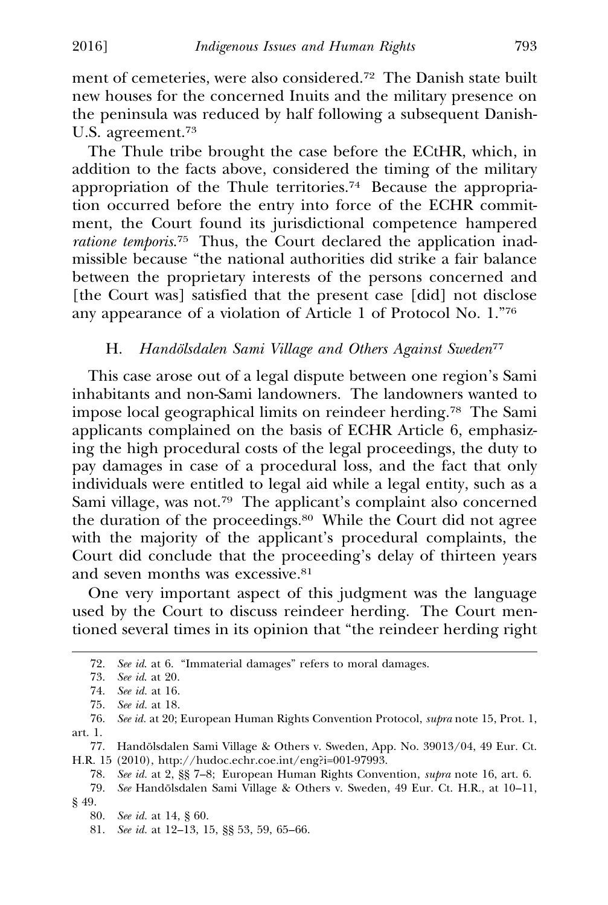ment of cemeteries, were also considered.[72] The Danish state built new houses for the concerned Inuits and the military presence on the peninsula was reduced by half following a subsequent Danish-U.S. agreement.[73]

The Thule tribe brought the case before the ECtHR, which, in addition to the facts above, considered the timing of the military appropriation of the Thule territories.[74] Because the appropriation occurred before the entry into force of the ECHR commitment, the Court found its jurisdictional competence hampered *ratione temporis*.[75] Thus, the Court declared the application inadmissible because "the national authorities did strike a fair balance between the proprietary interests of the persons concerned and [the Court was] satisfied that the present case [did] not disclose any appearance of a violation of Article 1 of Protocol No. 1."[76]

### H. *Handölsdalen Sami Village and Others Against Sweden*[77]

This case arose out of a legal dispute between one region's Sami inhabitants and non-Sami landowners. The landowners wanted to impose local geographical limits on reindeer herding.[78] The Sami applicants complained on the basis of ECHR Article 6, emphasizing the high procedural costs of the legal proceedings, the duty to pay damages in case of a procedural loss, and the fact that only individuals were entitled to legal aid while a legal entity, such as a Sami village, was not.[79] The applicant's complaint also concerned the duration of the proceedings.[80] While the Court did not agree with the majority of the applicant's procedural complaints, the Court did conclude that the proceeding's delay of thirteen years and seven months was excessive.[81]

One very important aspect of this judgment was the language used by the Court to discuss reindeer herding. The Court mentioned several times in its opinion that "the reindeer herding right

---

72. *See id.* at 6. "Immaterial damages" refers to moral damages.

73. *See id.* at 20.

74. *See id.* at 16.

75. *See id.* at 18.

76. *See id.* at 20; European Human Rights Convention Protocol, *supra* note 15, Prot. 1, art. 1.

77. Handölsdalen Sami Village & Others v. Sweden, App. No. 39013/04, 49 Eur. Ct. H.R. 15 (2010), http://hudoc.echr.coe.int/eng?i=001-97993.

78. *See id.* at 2, §§ 7–8; European Human Rights Convention, *supra* note 16, art. 6.

79. *See* Handölsdalen Sami Village & Others v. Sweden, 49 Eur. Ct. H.R., at 10–11, § 49.

80. *See id.* at 14, § 60.

81. *See id.* at 12–13, 15, §§ 53, 59, 65–66.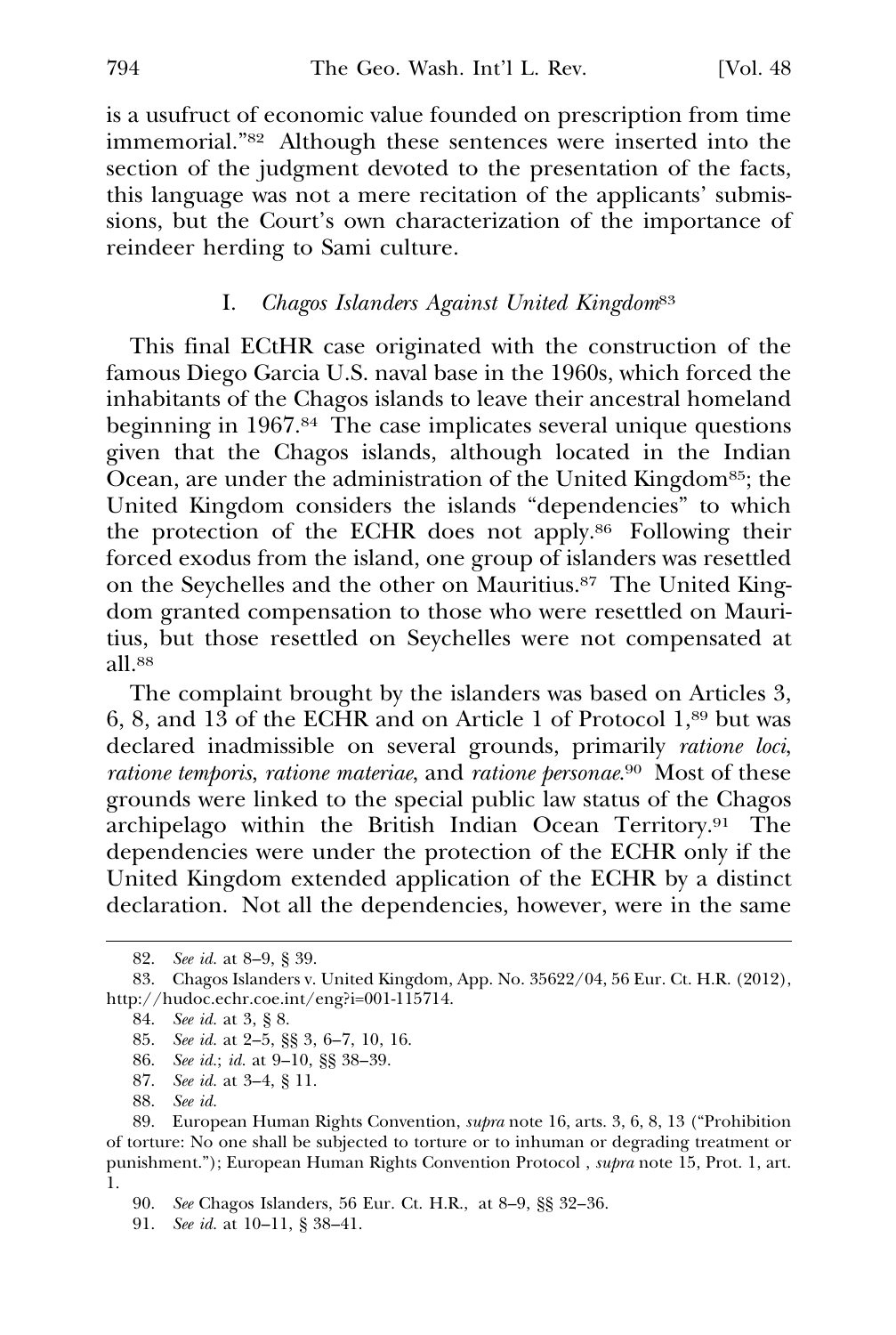is a usufruct of economic value founded on prescription from time immemorial."[82] Although these sentences were inserted into the section of the judgment devoted to the presentation of the facts, this language was not a mere recitation of the applicants' submissions, but the Court's own characterization of the importance of reindeer herding to Sami culture.

### I. *Chagos Islanders Against United Kingdom*[83]

This final ECtHR case originated with the construction of the famous Diego Garcia U.S. naval base in the 1960s, which forced the inhabitants of the Chagos islands to leave their ancestral homeland beginning in 1967.[84] The case implicates several unique questions given that the Chagos islands, although located in the Indian Ocean, are under the administration of the United Kingdom[85]; the United Kingdom considers the islands "dependencies" to which the protection of the ECHR does not apply.[86] Following their forced exodus from the island, one group of islanders was resettled on the Seychelles and the other on Mauritius.[87] The United Kingdom granted compensation to those who were resettled on Mauritius, but those resettled on Seychelles were not compensated at all.[88]

The complaint brought by the islanders was based on Articles 3, 6, 8, and 13 of the ECHR and on Article 1 of Protocol 1,[89] but was declared inadmissible on several grounds, primarily *ratione loci*, *ratione temporis*, *ratione materiae*, and *ratione personae*.[90] Most of these grounds were linked to the special public law status of the Chagos archipelago within the British Indian Ocean Territory.[91] The dependencies were under the protection of the ECHR only if the United Kingdom extended application of the ECHR by a distinct declaration. Not all the dependencies, however, were in the same

---

82. *See id.* at 8–9, § 39.

83. Chagos Islanders v. United Kingdom, App. No. 35622/04, 56 Eur. Ct. H.R. (2012), http://hudoc.echr.coe.int/eng?i=001-115714.

84. *See id.* at 3, § 8.

85. *See id.* at 2–5, §§ 3, 6–7, 10, 16.

86. *See id.*; *id.* at 9–10, §§ 38–39.

87. *See id.* at 3–4, § 11.

88. *See id.*

89. European Human Rights Convention, *supra* note 16, arts. 3, 6, 8, 13 ("Prohibition of torture: No one shall be subjected to torture or to inhuman or degrading treatment or punishment."); European Human Rights Convention Protocol , *supra* note 15, Prot. 1, art. 1.

90. *See* Chagos Islanders, 56 Eur. Ct. H.R., at 8–9, §§ 32–36.

91. *See id.* at 10–11, § 38–41.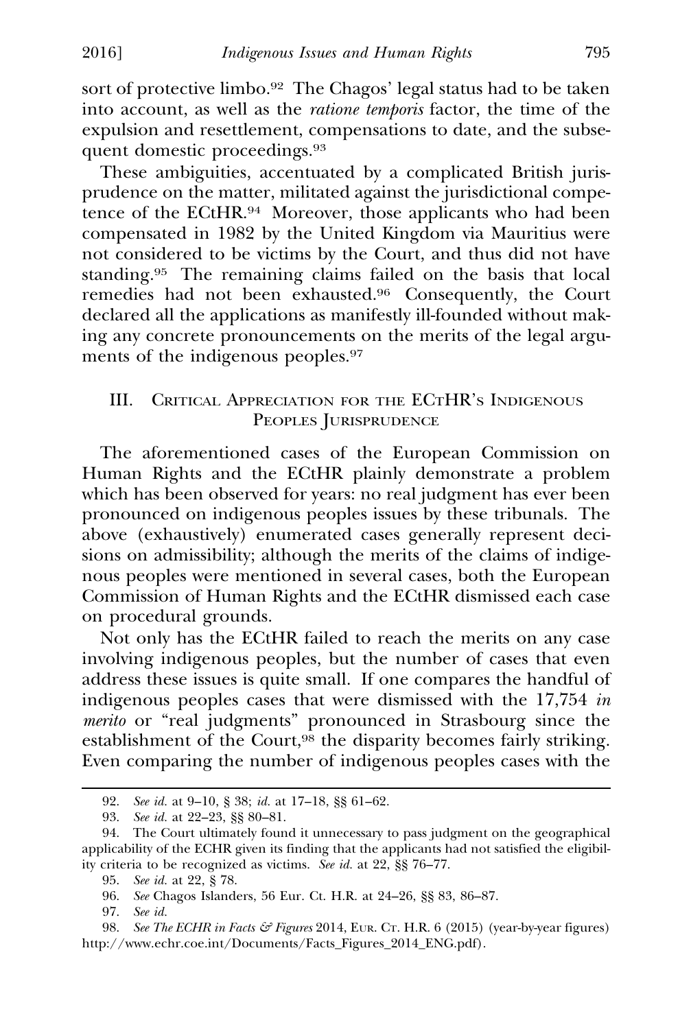sort of protective limbo.[92] The Chagos' legal status had to be taken into account, as well as the *ratione temporis* factor, the time of the expulsion and resettlement, compensations to date, and the subsequent domestic proceedings.[93]

These ambiguities, accentuated by a complicated British jurisprudence on the matter, militated against the jurisdictional competence of the ECtHR.[94] Moreover, those applicants who had been compensated in 1982 by the United Kingdom via Mauritius were not considered to be victims by the Court, and thus did not have standing.[95] The remaining claims failed on the basis that local remedies had not been exhausted.[96] Consequently, the Court declared all the applications as manifestly ill-founded without making any concrete pronouncements on the merits of the legal arguments of the indigenous peoples.[97]

## III. Critical Appreciation for the ECtHR's Indigenous Peoples Jurisprudence

The aforementioned cases of the European Commission on Human Rights and the ECtHR plainly demonstrate a problem which has been observed for years: no real judgment has ever been pronounced on indigenous peoples issues by these tribunals. The above (exhaustively) enumerated cases generally represent decisions on admissibility; although the merits of the claims of indigenous peoples were mentioned in several cases, both the European Commission of Human Rights and the ECtHR dismissed each case on procedural grounds.

Not only has the ECtHR failed to reach the merits on any case involving indigenous peoples, but the number of cases that even address these issues is quite small. If one compares the handful of indigenous peoples cases that were dismissed with the 17,754 *in merito* or "real judgments" pronounced in Strasbourg since the establishment of the Court,[98] the disparity becomes fairly striking. Even comparing the number of indigenous peoples cases with the

---

92. *See id.* at 9–10, § 38; *id.* at 17–18, §§ 61–62.

93. *See id.* at 22–23, §§ 80–81.

94. The Court ultimately found it unnecessary to pass judgment on the geographical applicability of the ECHR given its finding that the applicants had not satisfied the eligibility criteria to be recognized as victims. *See id.* at 22, §§ 76–77.

95. *See id.* at 22, § 78.

96. *See* Chagos Islanders, 56 Eur. Ct. H.R. at 24–26, §§ 83, 86–87.

97. *See id.*

98. *See The ECHR in Facts & Figures* 2014, Eur. Ct. H.R. 6 (2015) (year-by-year figures) http://www.echr.coe.int/Documents/Facts_Figures_2014_ENG.pdf).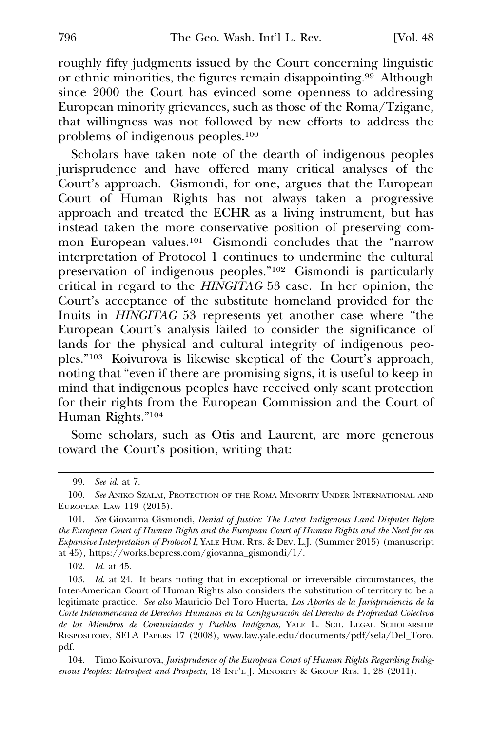roughly fifty judgments issued by the Court concerning linguistic or ethnic minorities, the figures remain disappointing.[99] Although since 2000 the Court has evinced some openness to addressing European minority grievances, such as those of the Roma/Tzigane, that willingness was not followed by new efforts to address the problems of indigenous peoples.[100]

Scholars have taken note of the dearth of indigenous peoples jurisprudence and have offered many critical analyses of the Court's approach. Gismondi, for one, argues that the European Court of Human Rights has not always taken a progressive approach and treated the ECHR as a living instrument, but has instead taken the more conservative position of preserving common European values.[101] Gismondi concludes that the "narrow interpretation of Protocol 1 continues to undermine the cultural preservation of indigenous peoples."[102] Gismondi is particularly critical in regard to the *HINGITAG* 53 case. In her opinion, the Court's acceptance of the substitute homeland provided for the Inuits in *HINGITAG* 53 represents yet another case where "the European Court's analysis failed to consider the significance of lands for the physical and cultural integrity of indigenous peoples."[103] Koivurova is likewise skeptical of the Court's approach, noting that "even if there are promising signs, it is useful to keep in mind that indigenous peoples have received only scant protection for their rights from the European Commission and the Court of Human Rights."[104]

Some scholars, such as Otis and Laurent, are more generous toward the Court's position, writing that:

---

99. *See id.* at 7.

100. *See* ANIKO SZALAI, PROTECTION OF THE ROMA MINORITY UNDER INTERNATIONAL AND EUROPEAN LAW 119 (2015).

101. *See* Giovanna Gismondi, *Denial of Justice: The Latest Indigenous Land Disputes Before the European Court of Human Rights and the European Court of Human Rights and the Need for an Expansive Interpretation of Protocol I*, YALE HUM. RTS. & DEV. L.J. (Summer 2015) (manuscript at 45), https://works.bepress.com/giovanna_gismondi/1/.

102. *Id.* at 45.

103. *Id.* at 24. It bears noting that in exceptional or irreversible circumstances, the Inter-American Court of Human Rights also considers the substitution of territory to be a legitimate practice. *See also* Mauricio Del Toro Huerta, *Los Aportes de la Jurisprudencia de la Corte Interamericana de Derechos Humanos en la Configuración del Derecho de Propriedad Colectiva de los Miembros de Comunidades y Pueblos Indígenas*, YALE L. SCH. LEGAL SCHOLARSHIP RESPOSITORY, SELA PAPERS 17 (2008), www.law.yale.edu/documents/pdf/sela/Del_Toro.pdf.

104. Timo Koivurova, *Jurisprudence of the European Court of Human Rights Regarding Indigenous Peoples: Retrospect and Prospects*, 18 INT'L J. MINORITY & GROUP RTS. 1, 28 (2011).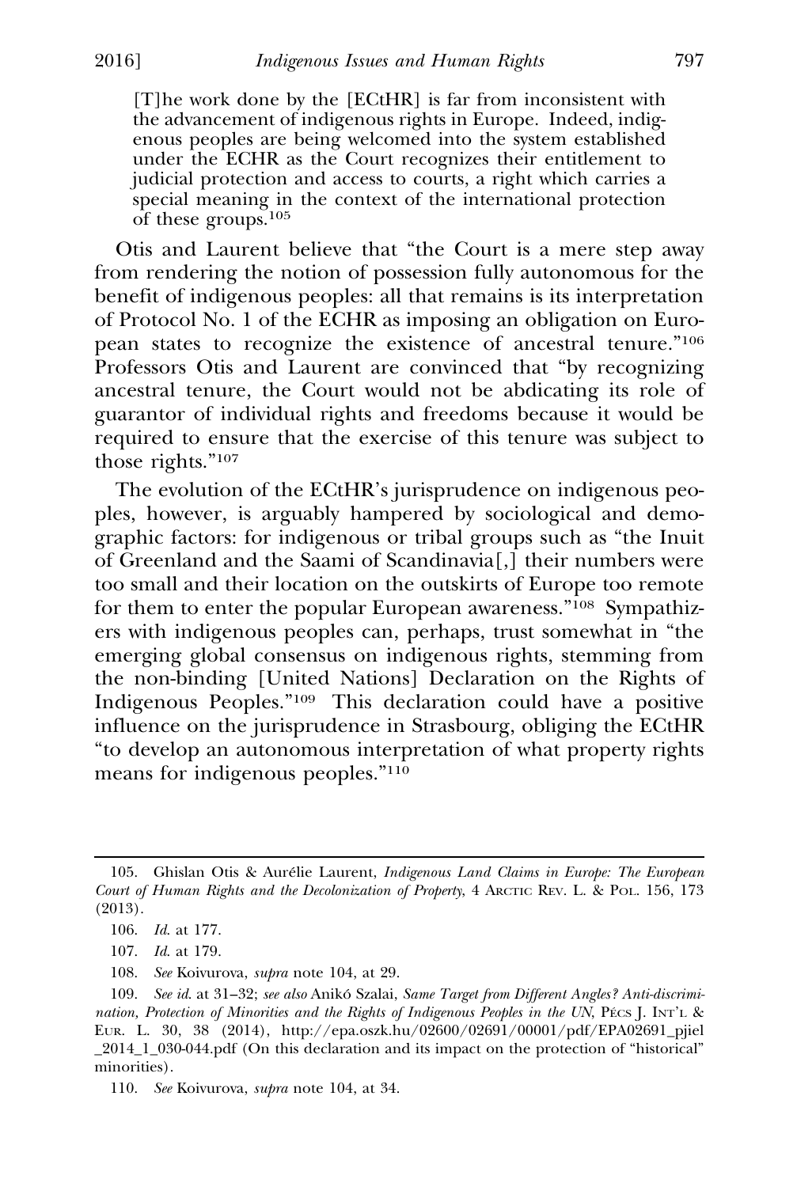> [T]he work done by the [ECtHR] is far from inconsistent with the advancement of indigenous rights in Europe. Indeed, indigenous peoples are being welcomed into the system established under the ECHR as the Court recognizes their entitlement to judicial protection and access to courts, a right which carries a special meaning in the context of the international protection of these groups.[105]

Otis and Laurent believe that "the Court is a mere step away from rendering the notion of possession fully autonomous for the benefit of indigenous peoples: all that remains is its interpretation of Protocol No. 1 of the ECHR as imposing an obligation on European states to recognize the existence of ancestral tenure."[106] Professors Otis and Laurent are convinced that "by recognizing ancestral tenure, the Court would not be abdicating its role of guarantor of individual rights and freedoms because it would be required to ensure that the exercise of this tenure was subject to those rights."[107]

The evolution of the ECtHR's jurisprudence on indigenous peoples, however, is arguably hampered by sociological and demographic factors: for indigenous or tribal groups such as "the Inuit of Greenland and the Saami of Scandinavia[,] their numbers were too small and their location on the outskirts of Europe too remote for them to enter the popular European awareness."[108] Sympathizers with indigenous peoples can, perhaps, trust somewhat in "the emerging global consensus on indigenous rights, stemming from the non-binding [United Nations] Declaration on the Rights of Indigenous Peoples."[109] This declaration could have a positive influence on the jurisprudence in Strasbourg, obliging the ECtHR "to develop an autonomous interpretation of what property rights means for indigenous peoples."[110]

---

105. Ghislan Otis & Aurélie Laurent, *Indigenous Land Claims in Europe: The European Court of Human Rights and the Decolonization of Property*, 4 ARCTIC REV. L. & POL. 156, 173 (2013).

106. *Id.* at 177.

107. *Id.* at 179.

108. *See* Koivurova, *supra* note 104, at 29.

109. *See id.* at 31–32; *see also* Anikó Szalai, *Same Target from Different Angles? Anti-discrimination, Protection of Minorities and the Rights of Indigenous Peoples in the UN*, PÉCS J. INT'L & EUR. L. 30, 38 (2014), http://epa.oszk.hu/02600/02691/00001/pdf/EPA02691_pjiel_2014_1_030-044.pdf (On this declaration and its impact on the protection of "historical" minorities).

110. *See* Koivurova, *supra* note 104, at 34.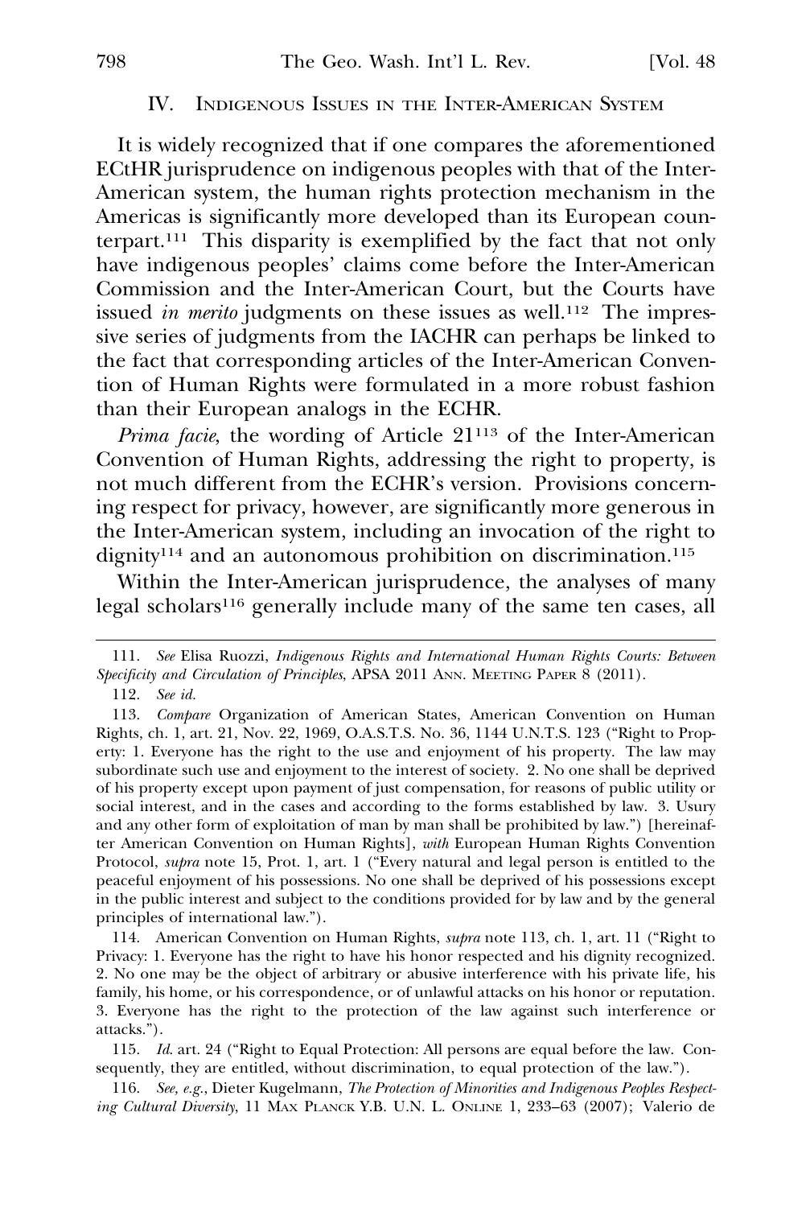## IV. Indigenous Issues in the Inter-American System

It is widely recognized that if one compares the aforementioned ECtHR jurisprudence on indigenous peoples with that of the Inter-American system, the human rights protection mechanism in the Americas is significantly more developed than its European counterpart.[111] This disparity is exemplified by the fact that not only have indigenous peoples' claims come before the Inter-American Commission and the Inter-American Court, but the Courts have issued *in merito* judgments on these issues as well.[112] The impressive series of judgments from the IACHR can perhaps be linked to the fact that corresponding articles of the Inter-American Convention of Human Rights were formulated in a more robust fashion than their European analogs in the ECHR.

*Prima facie*, the wording of Article 21[113] of the Inter-American Convention of Human Rights, addressing the right to property, is not much different from the ECHR's version. Provisions concerning respect for privacy, however, are significantly more generous in the Inter-American system, including an invocation of the right to dignity[114] and an autonomous prohibition on discrimination.[115]

Within the Inter-American jurisprudence, the analyses of many legal scholars[116] generally include many of the same ten cases, all

---

111. *See* Elisa Ruozzi, *Indigenous Rights and International Human Rights Courts: Between Specificity and Circulation of Principles*, APSA 2011 Ann. Meeting Paper 8 (2011).

112. *See id.*

113. *Compare* Organization of American States, American Convention on Human Rights, ch. 1, art. 21, Nov. 22, 1969, O.A.S.T.S. No. 36, 1144 U.N.T.S. 123 ("Right to Property: 1. Everyone has the right to the use and enjoyment of his property. The law may subordinate such use and enjoyment to the interest of society. 2. No one shall be deprived of his property except upon payment of just compensation, for reasons of public utility or social interest, and in the cases and according to the forms established by law. 3. Usury and any other form of exploitation of man by man shall be prohibited by law.") [hereinafter American Convention on Human Rights], *with* European Human Rights Convention Protocol, *supra* note 15, Prot. 1, art. 1 ("Every natural and legal person is entitled to the peaceful enjoyment of his possessions. No one shall be deprived of his possessions except in the public interest and subject to the conditions provided for by law and by the general principles of international law.").

114. American Convention on Human Rights, *supra* note 113, ch. 1, art. 11 ("Right to Privacy: 1. Everyone has the right to have his honor respected and his dignity recognized. 2. No one may be the object of arbitrary or abusive interference with his private life, his family, his home, or his correspondence, or of unlawful attacks on his honor or reputation. 3. Everyone has the right to the protection of the law against such interference or attacks.").

115. *Id.* art. 24 ("Right to Equal Protection: All persons are equal before the law. Consequently, they are entitled, without discrimination, to equal protection of the law.").

116. *See, e.g.*, Dieter Kugelmann, *The Protection of Minorities and Indigenous Peoples Respecting Cultural Diversity*, 11 Max Planck Y.B. U.N. L. Online 1, 233–63 (2007); Valerio de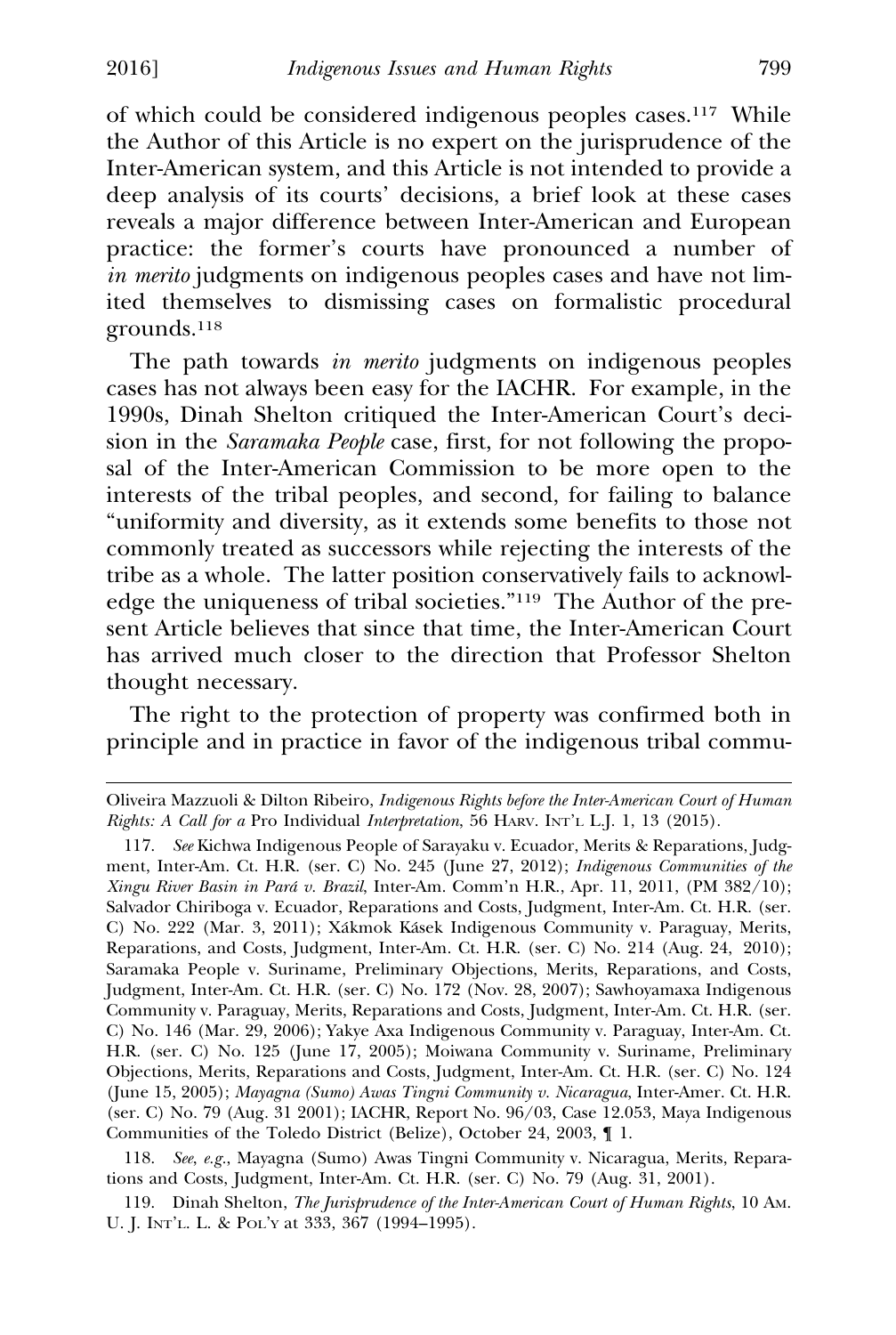of which could be considered indigenous peoples cases.[117] While the Author of this Article is no expert on the jurisprudence of the Inter-American system, and this Article is not intended to provide a deep analysis of its courts' decisions, a brief look at these cases reveals a major difference between Inter-American and European practice: the former's courts have pronounced a number of *in merito* judgments on indigenous peoples cases and have not limited themselves to dismissing cases on formalistic procedural grounds.[118]

The path towards *in merito* judgments on indigenous peoples cases has not always been easy for the IACHR. For example, in the 1990s, Dinah Shelton critiqued the Inter-American Court's decision in the *Saramaka People* case, first, for not following the proposal of the Inter-American Commission to be more open to the interests of the tribal peoples, and second, for failing to balance "uniformity and diversity, as it extends some benefits to those not commonly treated as successors while rejecting the interests of the tribe as a whole. The latter position conservatively fails to acknowledge the uniqueness of tribal societies."[119] The Author of the present Article believes that since that time, the Inter-American Court has arrived much closer to the direction that Professor Shelton thought necessary.

The right to the protection of property was confirmed both in principle and in practice in favor of the indigenous tribal commu-

---

Oliveira Mazzuoli & Dilton Ribeiro, *Indigenous Rights before the Inter-American Court of Human Rights: A Call for a* Pro Individual *Interpretation*, 56 HARV. INT'L L.J. 1, 13 (2015).

117. *See* Kichwa Indigenous People of Sarayaku v. Ecuador, Merits & Reparations, Judgment, Inter-Am. Ct. H.R. (ser. C) No. 245 (June 27, 2012); *Indigenous Communities of the Xingu River Basin in Pará v. Brazil*, Inter-Am. Comm'n H.R., Apr. 11, 2011, (PM 382/10); Salvador Chiriboga v. Ecuador, Reparations and Costs, Judgment, Inter-Am. Ct. H.R. (ser. C) No. 222 (Mar. 3, 2011); Xákmok Kásek Indigenous Community v. Paraguay, Merits, Reparations, and Costs, Judgment, Inter-Am. Ct. H.R. (ser. C) No. 214 (Aug. 24, 2010); Saramaka People v. Suriname, Preliminary Objections, Merits, Reparations, and Costs, Judgment, Inter-Am. Ct. H.R. (ser. C) No. 172 (Nov. 28, 2007); Sawhoyamaxa Indigenous Community v. Paraguay, Merits, Reparations and Costs, Judgment, Inter-Am. Ct. H.R. (ser. C) No. 146 (Mar. 29, 2006); Yakye Axa Indigenous Community v. Paraguay, Inter-Am. Ct. H.R. (ser. C) No. 125 (June 17, 2005); Moiwana Community v. Suriname, Preliminary Objections, Merits, Reparations and Costs, Judgment, Inter-Am. Ct. H.R. (ser. C) No. 124 (June 15, 2005); *Mayagna (Sumo) Awas Tingni Community v. Nicaragua*, Inter-Amer. Ct. H.R. (ser. C) No. 79 (Aug. 31 2001); IACHR, Report No. 96/03, Case 12.053, Maya Indigenous Communities of the Toledo District (Belize), October 24, 2003, ¶ 1.

118. *See, e.g.*, Mayagna (Sumo) Awas Tingni Community v. Nicaragua, Merits, Reparations and Costs, Judgment, Inter-Am. Ct. H.R. (ser. C) No. 79 (Aug. 31, 2001).

119. Dinah Shelton, *The Jurisprudence of the Inter-American Court of Human Rights*, 10 AM. U. J. INT'L. L. & POL'Y at 333, 367 (1994–1995).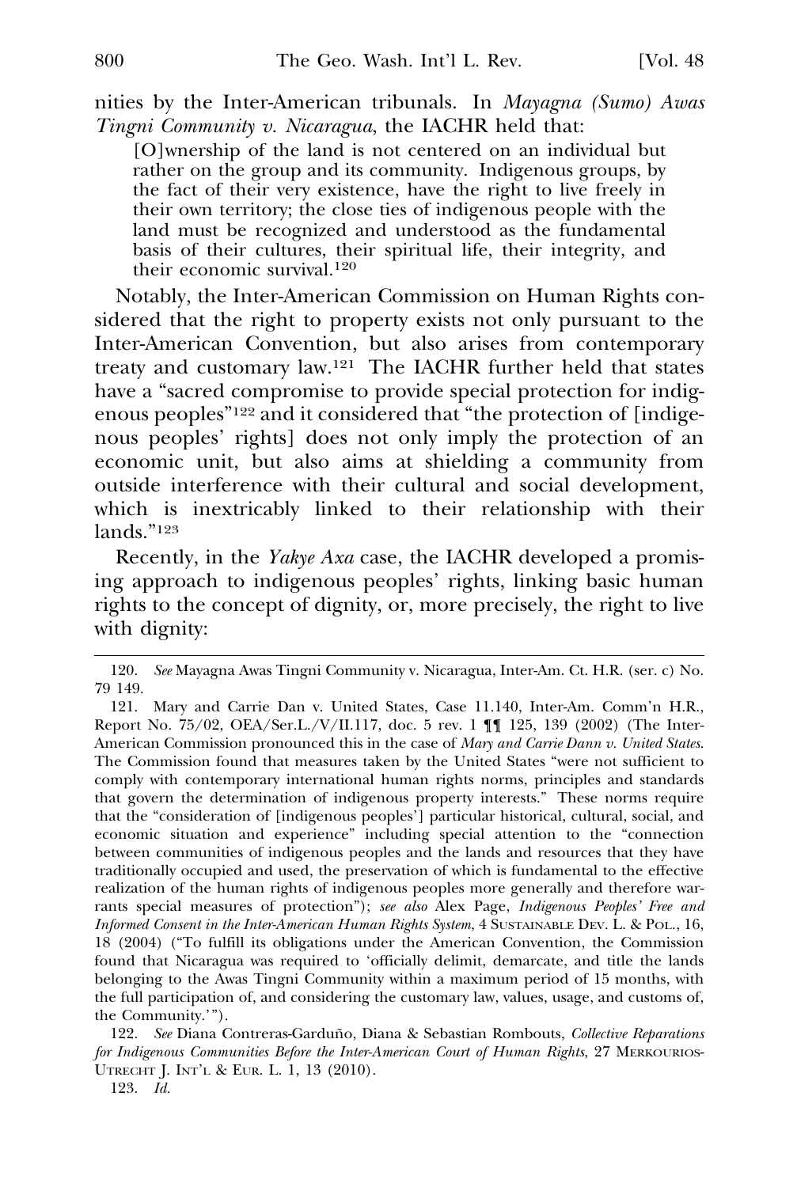nities by the Inter-American tribunals. In *Mayagna (Sumo) Awas Tingni Community v. Nicaragua*, the IACHR held that:

> [O]wnership of the land is not centered on an individual but rather on the group and its community. Indigenous groups, by the fact of their very existence, have the right to live freely in their own territory; the close ties of indigenous people with the land must be recognized and understood as the fundamental basis of their cultures, their spiritual life, their integrity, and their economic survival.[120]

Notably, the Inter-American Commission on Human Rights considered that the right to property exists not only pursuant to the Inter-American Convention, but also arises from contemporary treaty and customary law.[121] The IACHR further held that states have a "sacred compromise to provide special protection for indigenous peoples"[122] and it considered that "the protection of [indigenous peoples' rights] does not only imply the protection of an economic unit, but also aims at shielding a community from outside interference with their cultural and social development, which is inextricably linked to their relationship with their lands."[123]

Recently, in the *Yakye Axa* case, the IACHR developed a promising approach to indigenous peoples' rights, linking basic human rights to the concept of dignity, or, more precisely, the right to live with dignity:

---

120. *See* Mayagna Awas Tingni Community v. Nicaragua, Inter-Am. Ct. H.R. (ser. c) No. 79 149.

121. Mary and Carrie Dan v. United States, Case 11.140, Inter-Am. Comm'n H.R., Report No. 75/02, OEA/Ser.L./V/II.117, doc. 5 rev. 1 ¶¶ 125, 139 (2002) (The Inter-American Commission pronounced this in the case of *Mary and Carrie Dann v. United States*. The Commission found that measures taken by the United States "were not sufficient to comply with contemporary international human rights norms, principles and standards that govern the determination of indigenous property interests." These norms require that the "consideration of [indigenous peoples'] particular historical, cultural, social, and economic situation and experience" including special attention to the "connection between communities of indigenous peoples and the lands and resources that they have traditionally occupied and used, the preservation of which is fundamental to the effective realization of the human rights of indigenous peoples more generally and therefore warrants special measures of protection"); *see also* Alex Page, *Indigenous Peoples' Free and Informed Consent in the Inter-American Human Rights System*, 4 SUSTAINABLE DEV. L. & POL., 16, 18 (2004) ("To fulfill its obligations under the American Convention, the Commission found that Nicaragua was required to 'officially delimit, demarcate, and title the lands belonging to the Awas Tingni Community within a maximum period of 15 months, with the full participation of, and considering the customary law, values, usage, and customs of, the Community.'").

122. *See* Diana Contreras-Garduño, Diana & Sebastian Rombouts, *Collective Reparations for Indigenous Communities Before the Inter-American Court of Human Rights*, 27 MERKOURIOS-UTRECHT J. INT'L & EUR. L. 1, 13 (2010).

123. *Id.*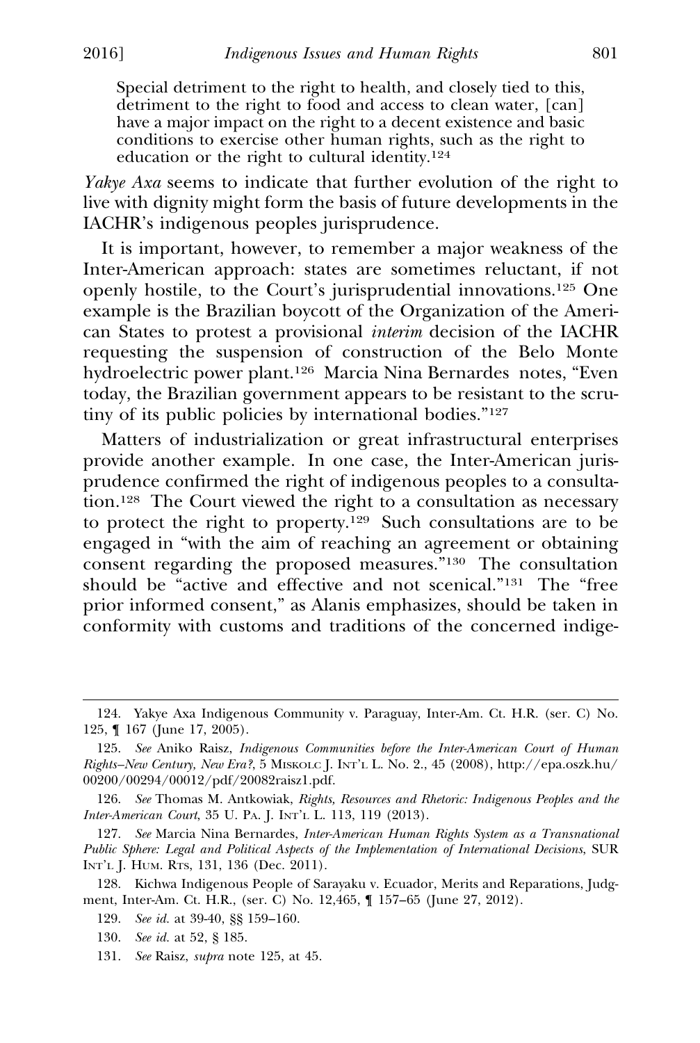> Special detriment to the right to health, and closely tied to this, detriment to the right to food and access to clean water, [can] have a major impact on the right to a decent existence and basic conditions to exercise other human rights, such as the right to education or the right to cultural identity.[124]

*Yakye Axa* seems to indicate that further evolution of the right to live with dignity might form the basis of future developments in the IACHR's indigenous peoples jurisprudence.

It is important, however, to remember a major weakness of the Inter-American approach: states are sometimes reluctant, if not openly hostile, to the Court's jurisprudential innovations.[125] One example is the Brazilian boycott of the Organization of the American States to protest a provisional *interim* decision of the IACHR requesting the suspension of construction of the Belo Monte hydroelectric power plant.[126] Marcia Nina Bernardes notes, "Even today, the Brazilian government appears to be resistant to the scrutiny of its public policies by international bodies."[127]

Matters of industrialization or great infrastructural enterprises provide another example. In one case, the Inter-American jurisprudence confirmed the right of indigenous peoples to a consultation.[128] The Court viewed the right to a consultation as necessary to protect the right to property.[129] Such consultations are to be engaged in "with the aim of reaching an agreement or obtaining consent regarding the proposed measures."[130] The consultation should be "active and effective and not scenical."[131] The "free prior informed consent," as Alanis emphasizes, should be taken in conformity with customs and traditions of the concerned indige-

---

124. Yakye Axa Indigenous Community v. Paraguay, Inter-Am. Ct. H.R. (ser. C) No. 125, ¶ 167 (June 17, 2005).

125. *See* Aniko Raisz, *Indigenous Communities before the Inter-American Court of Human Rights–New Century, New Era?*, 5 MISKOLC J. INT'L L. No. 2., 45 (2008), http://epa.oszk.hu/00200/00294/00012/pdf/20082raisz1.pdf.

126. *See* Thomas M. Antkowiak, *Rights, Resources and Rhetoric: Indigenous Peoples and the Inter-American Court*, 35 U. PA. J. INT'L L. 113, 119 (2013).

127. *See* Marcia Nina Bernardes, *Inter-American Human Rights System as a Transnational Public Sphere: Legal and Political Aspects of the Implementation of International Decisions*, SUR INT'L J. HUM. RTS, 131, 136 (Dec. 2011).

128. Kichwa Indigenous People of Sarayaku v. Ecuador, Merits and Reparations, Judgment, Inter-Am. Ct. H.R., (ser. C) No. 12,465, ¶ 157–65 (June 27, 2012).

129. *See id.* at 39-40, §§ 159–160.

130. *See id.* at 52, § 185.

131. *See* Raisz, *supra* note 125, at 45.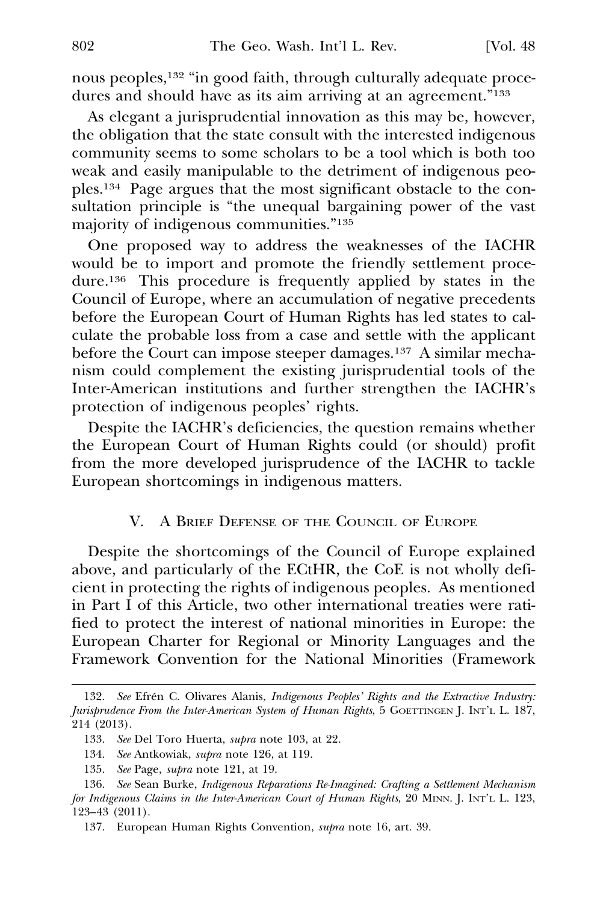nous peoples,[132] "in good faith, through culturally adequate procedures and should have as its aim arriving at an agreement."[133]

As elegant a jurisprudential innovation as this may be, however, the obligation that the state consult with the interested indigenous community seems to some scholars to be a tool which is both too weak and easily manipulable to the detriment of indigenous peoples.[134] Page argues that the most significant obstacle to the consultation principle is "the unequal bargaining power of the vast majority of indigenous communities."[135]

One proposed way to address the weaknesses of the IACHR would be to import and promote the friendly settlement procedure.[136] This procedure is frequently applied by states in the Council of Europe, where an accumulation of negative precedents before the European Court of Human Rights has led states to calculate the probable loss from a case and settle with the applicant before the Court can impose steeper damages.[137] A similar mechanism could complement the existing jurisprudential tools of the Inter-American institutions and further strengthen the IACHR's protection of indigenous peoples' rights.

Despite the IACHR's deficiencies, the question remains whether the European Court of Human Rights could (or should) profit from the more developed jurisprudence of the IACHR to tackle European shortcomings in indigenous matters.

## V. A Brief Defense of the Council of Europe

Despite the shortcomings of the Council of Europe explained above, and particularly of the ECtHR, the CoE is not wholly deficient in protecting the rights of indigenous peoples. As mentioned in Part I of this Article, two other international treaties were ratified to protect the interest of national minorities in Europe: the European Charter for Regional or Minority Languages and the Framework Convention for the National Minorities (Framework

---

132. *See* Efrén C. Olivares Alanis, *Indigenous Peoples' Rights and the Extractive Industry: Jurisprudence From the Inter-American System of Human Rights*, 5 Goettingen J. Int'l L. 187, 214 (2013).

133. *See* Del Toro Huerta, *supra* note 103, at 22.

134. *See* Antkowiak, *supra* note 126, at 119.

135. *See* Page, *supra* note 121, at 19.

136. *See* Sean Burke, *Indigenous Reparations Re-Imagined: Crafting a Settlement Mechanism for Indigenous Claims in the Inter-American Court of Human Rights*, 20 Minn. J. Int'l L. 123, 123–43 (2011).

137. European Human Rights Convention, *supra* note 16, art. 39.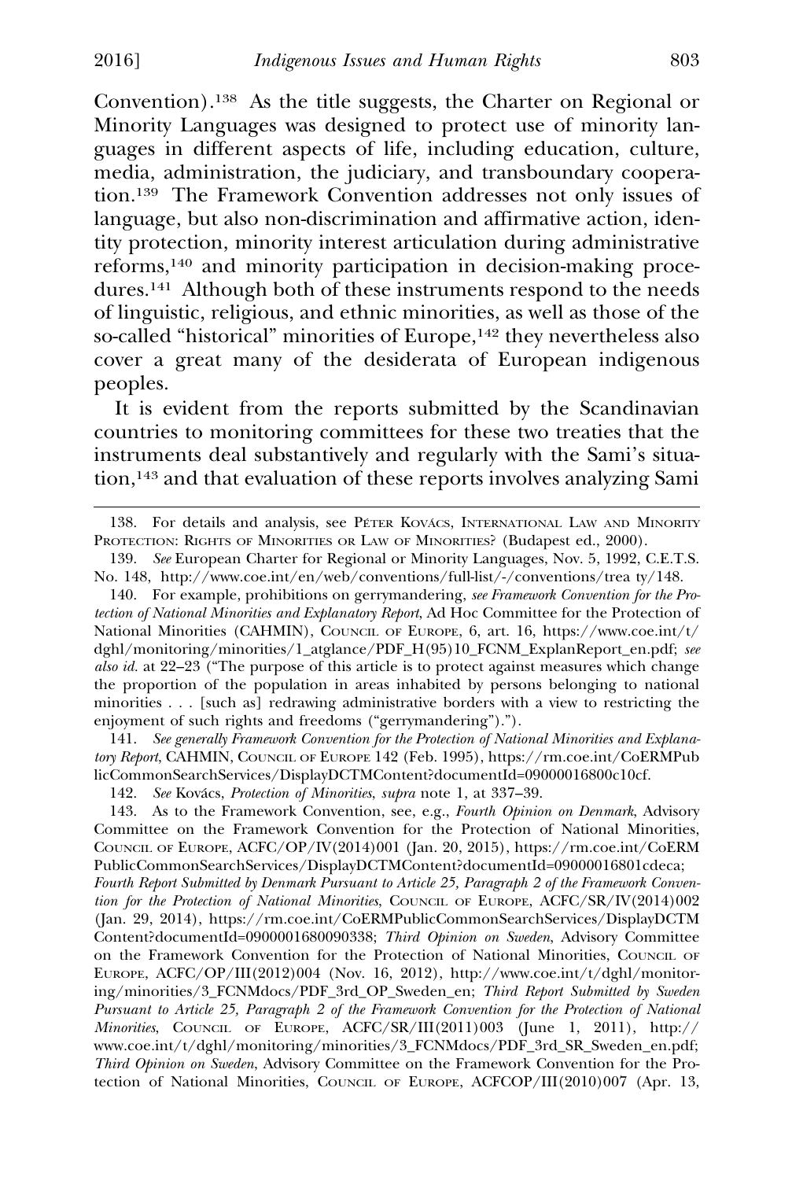Convention).[138] As the title suggests, the Charter on Regional or Minority Languages was designed to protect use of minority languages in different aspects of life, including education, culture, media, administration, the judiciary, and transboundary cooperation.[139] The Framework Convention addresses not only issues of language, but also non-discrimination and affirmative action, identity protection, minority interest articulation during administrative reforms,[140] and minority participation in decision-making procedures.[141] Although both of these instruments respond to the needs of linguistic, religious, and ethnic minorities, as well as those of the so-called "historical" minorities of Europe,[142] they nevertheless also cover a great many of the desiderata of European indigenous peoples.

It is evident from the reports submitted by the Scandinavian countries to monitoring committees for these two treaties that the instruments deal substantively and regularly with the Sami's situation,[143] and that evaluation of these reports involves analyzing Sami

---

138. For details and analysis, see PÉTER KOVÁCS, INTERNATIONAL LAW AND MINORITY PROTECTION: RIGHTS OF MINORITIES OR LAW OF MINORITIES? (Budapest ed., 2000).

139. *See* European Charter for Regional or Minority Languages, Nov. 5, 1992, C.E.T.S. No. 148, http://www.coe.int/en/web/conventions/full-list/-/conventions/trea ty/148.

140. For example, prohibitions on gerrymandering, *see Framework Convention for the Protection of National Minorities and Explanatory Report*, Ad Hoc Committee for the Protection of National Minorities (CAHMIN), COUNCIL OF EUROPE, 6, art. 16, https://www.coe.int/t/dghl/monitoring/minorities/1_atglance/PDF_H(95)10_FCNM_ExplanReport_en.pdf; *see also id.* at 22–23 ("The purpose of this article is to protect against measures which change the proportion of the population in areas inhabited by persons belonging to national minorities . . . [such as] redrawing administrative borders with a view to restricting the enjoyment of such rights and freedoms ("gerrymandering").").

141. *See generally Framework Convention for the Protection of National Minorities and Explanatory Report*, CAHMIN, COUNCIL OF EUROPE 142 (Feb. 1995), https://rm.coe.int/CoERMPublicCommonSearchServices/DisplayDCTMContent?documentId=09000016800c10cf.

142. *See* Kovács, *Protection of Minorities*, *supra* note 1, at 337–39.

143. As to the Framework Convention, see, e.g., *Fourth Opinion on Denmark*, Advisory Committee on the Framework Convention for the Protection of National Minorities, COUNCIL OF EUROPE, ACFC/OP/IV(2014)001 (Jan. 20, 2015), https://rm.coe.int/CoERMPublicCommonSearchServices/DisplayDCTMContent?documentId=09000016801cdeca; *Fourth Report Submitted by Denmark Pursuant to Article 25, Paragraph 2 of the Framework Convention for the Protection of National Minorities*, COUNCIL OF EUROPE, ACFC/SR/IV(2014)002 (Jan. 29, 2014), https://rm.coe.int/CoERMPublicCommonSearchServices/DisplayDCTMContent?documentId=0900001680090338; *Third Opinion on Sweden*, Advisory Committee on the Framework Convention for the Protection of National Minorities, COUNCIL OF EUROPE, ACFC/OP/III(2012)004 (Nov. 16, 2012), http://www.coe.int/t/dghl/monitoring/minorities/3_FCNMdocs/PDF_3rd_OP_Sweden_en; *Third Report Submitted by Sweden Pursuant to Article 25, Paragraph 2 of the Framework Convention for the Protection of National Minorities*, COUNCIL OF EUROPE, ACFC/SR/III(2011)003 (June 1, 2011), http://www.coe.int/t/dghl/monitoring/minorities/3_FCNMdocs/PDF_3rd_SR_Sweden_en.pdf; *Third Opinion on Sweden*, Advisory Committee on the Framework Convention for the Protection of National Minorities, COUNCIL OF EUROPE, ACFCOP/III(2010)007 (Apr. 13,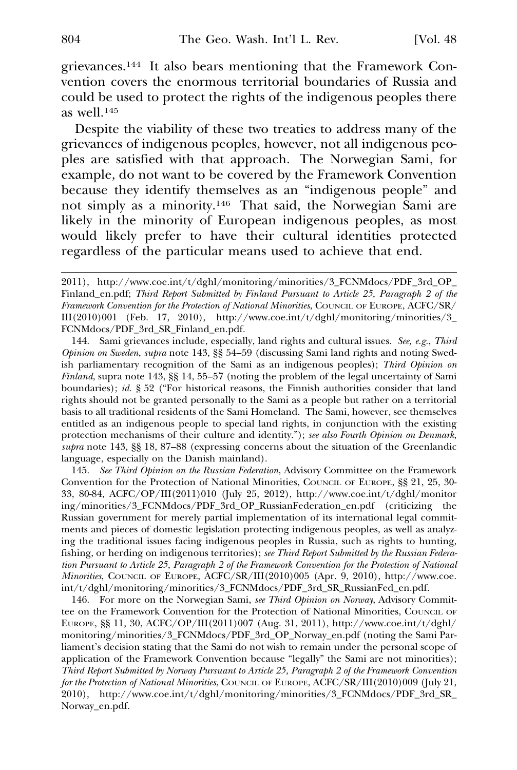grievances.[144] It also bears mentioning that the Framework Convention covers the enormous territorial boundaries of Russia and could be used to protect the rights of the indigenous peoples there as well.[145]

Despite the viability of these two treaties to address many of the grievances of indigenous peoples, however, not all indigenous peoples are satisfied with that approach. The Norwegian Sami, for example, do not want to be covered by the Framework Convention because they identify themselves as an "indigenous people" and not simply as a minority.[146] That said, the Norwegian Sami are likely in the minority of European indigenous peoples, as most would likely prefer to have their cultural identities protected regardless of the particular means used to achieve that end.

---

2011), http://www.coe.int/t/dghl/monitoring/minorities/3_FCNMdocs/PDF_3rd_OP_Finland_en.pdf; *Third Report Submitted by Finland Pursuant to Article 25, Paragraph 2 of the Framework Convention for the Protection of National Minorities*, Council of Europe, ACFC/SR/III(2010)001 (Feb. 17, 2010), http://www.coe.int/t/dghl/monitoring/minorities/3_FCNMdocs/PDF_3rd_SR_Finland_en.pdf.

144. Sami grievances include, especially, land rights and cultural issues. *See, e.g.*, *Third Opinion on Sweden*, *supra* note 143, §§ 54–59 (discussing Sami land rights and noting Swedish parliamentary recognition of the Sami as an indigenous peoples); *Third Opinion on Finland*, supra note 143, §§ 14, 55–57 (noting the problem of the legal uncertainty of Sami boundaries); *id.* § 52 ("For historical reasons, the Finnish authorities consider that land rights should not be granted personally to the Sami as a people but rather on a territorial basis to all traditional residents of the Sami Homeland. The Sami, however, see themselves entitled as an indigenous people to special land rights, in conjunction with the existing protection mechanisms of their culture and identity."); *see also Fourth Opinion on Denmark*, *supra* note 143, §§ 18, 87–88 (expressing concerns about the situation of the Greenlandic language, especially on the Danish mainland).

145. *See Third Opinion on the Russian Federation*, Advisory Committee on the Framework Convention for the Protection of National Minorities, Council of Europe, §§ 21, 25, 30-33, 80-84, ACFC/OP/III(2011)010 (July 25, 2012), http://www.coe.int/t/dghl/monitoring/minorities/3_FCNMdocs/PDF_3rd_OP_RussianFederation_en.pdf (criticizing the Russian government for merely partial implementation of its international legal commitments and pieces of domestic legislation protecting indigenous peoples, as well as analyzing the traditional issues facing indigenous peoples in Russia, such as rights to hunting, fishing, or herding on indigenous territories); *see Third Report Submitted by the Russian Federation Pursuant to Article 25, Paragraph 2 of the Framework Convention for the Protection of National Minorities*, Council of Europe, ACFC/SR/III(2010)005 (Apr. 9, 2010), http://www.coe.int/t/dghl/monitoring/minorities/3_FCNMdocs/PDF_3rd_SR_RussianFed_en.pdf.

146. For more on the Norwegian Sami, *see Third Opinion on Norway*, Advisory Committee on the Framework Convention for the Protection of National Minorities, Council of Europe, §§ 11, 30, ACFC/OP/III(2011)007 (Aug. 31, 2011), http://www.coe.int/t/dghl/monitoring/minorities/3_FCNMdocs/PDF_3rd_OP_Norway_en.pdf (noting the Sami Parliament's decision stating that the Sami do not wish to remain under the personal scope of application of the Framework Convention because "legally" the Sami are not minorities); *Third Report Submitted by Norway Pursuant to Article 25, Paragraph 2 of the Framework Convention for the Protection of National Minorities*, Council of Europe, ACFC/SR/III(2010)009 (July 21, 2010), http://www.coe.int/t/dghl/monitoring/minorities/3_FCNMdocs/PDF_3rd_SR_Norway_en.pdf.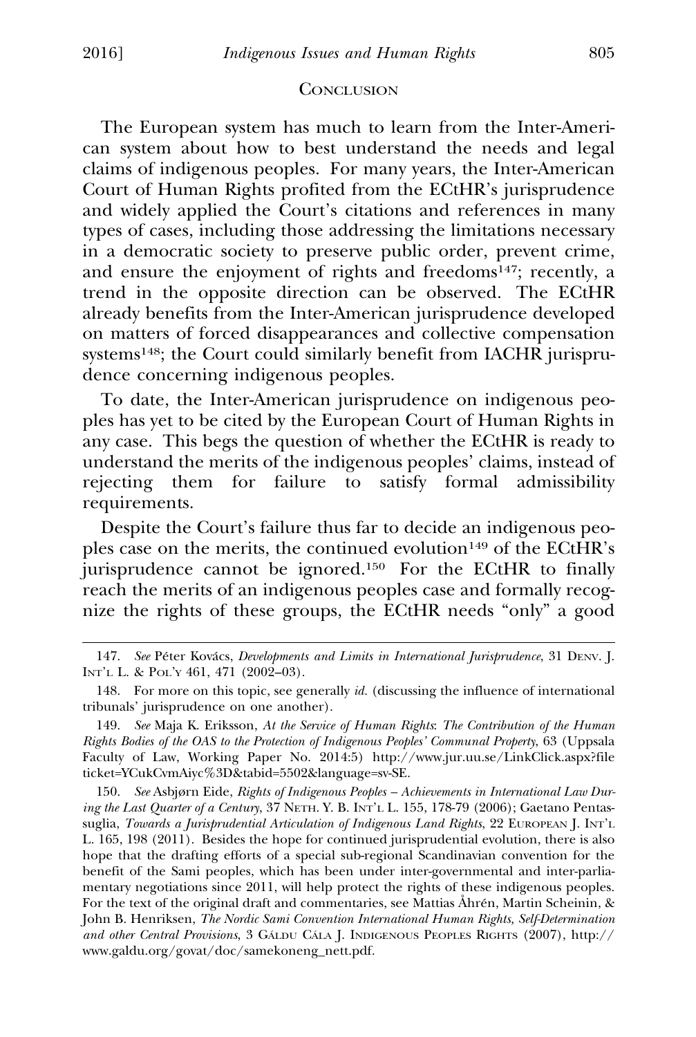## CONCLUSION

The European system has much to learn from the Inter-American system about how to best understand the needs and legal claims of indigenous peoples. For many years, the Inter-American Court of Human Rights profited from the ECtHR's jurisprudence and widely applied the Court's citations and references in many types of cases, including those addressing the limitations necessary in a democratic society to preserve public order, prevent crime, and ensure the enjoyment of rights and freedoms[147]; recently, a trend in the opposite direction can be observed. The ECtHR already benefits from the Inter-American jurisprudence developed on matters of forced disappearances and collective compensation systems[148]; the Court could similarly benefit from IACHR jurisprudence concerning indigenous peoples.

To date, the Inter-American jurisprudence on indigenous peoples has yet to be cited by the European Court of Human Rights in any case. This begs the question of whether the ECtHR is ready to understand the merits of the indigenous peoples' claims, instead of rejecting them for failure to satisfy formal admissibility requirements.

Despite the Court's failure thus far to decide an indigenous peoples case on the merits, the continued evolution[149] of the ECtHR's jurisprudence cannot be ignored.[150] For the ECtHR to finally reach the merits of an indigenous peoples case and formally recognize the rights of these groups, the ECtHR needs "only" a good

---

147. *See* Péter Kovács, *Developments and Limits in International Jurisprudence*, 31 DENV. J. INT'L L. & POL'Y 461, 471 (2002–03).

148. For more on this topic, see generally *id.* (discussing the influence of international tribunals' jurisprudence on one another).

149. *See* Maja K. Eriksson, *At the Service of Human Rights*: *The Contribution of the Human Rights Bodies of the OAS to the Protection of Indigenous Peoples' Communal Property*, 63 (Uppsala Faculty of Law, Working Paper No. 2014:5) http://www.jur.uu.se/LinkClick.aspx?fileticket=YCukCvmAiyc%3D&tabid=5502&language=sv-SE.

150. *See* Asbjørn Eide, *Rights of Indigenous Peoples – Achievements in International Law During the Last Quarter of a Century*, 37 NETH. Y. B. INT'L L. 155, 178-79 (2006); Gaetano Pentassuglia, *Towards a Jurisprudential Articulation of Indigenous Land Rights*, 22 EUROPEAN J. INT'L L. 165, 198 (2011). Besides the hope for continued jurisprudential evolution, there is also hope that the drafting efforts of a special sub-regional Scandinavian convention for the benefit of the Sami peoples, which has been under inter-governmental and inter-parliamentary negotiations since 2011, will help protect the rights of these indigenous peoples. For the text of the original draft and commentaries, see Mattias Åhrén, Martin Scheinin, & John B. Henriksen, *The Nordic Sami Convention International Human Rights, Self-Determination and other Central Provisions*, 3 GÁLDU CÁLA J. INDIGENOUS PEOPLES RIGHTS (2007), http://www.galdu.org/govat/doc/samekoneng_nett.pdf.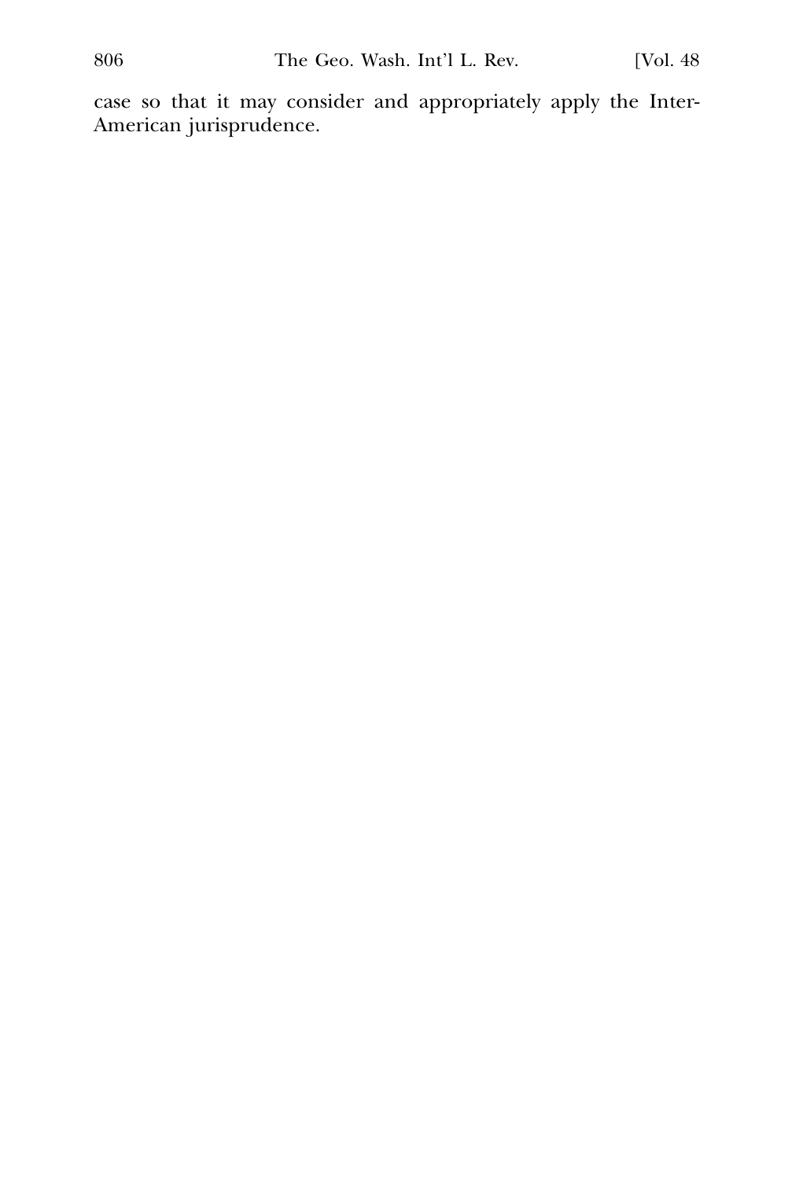case so that it may consider and appropriately apply the Inter-American jurisprudence.